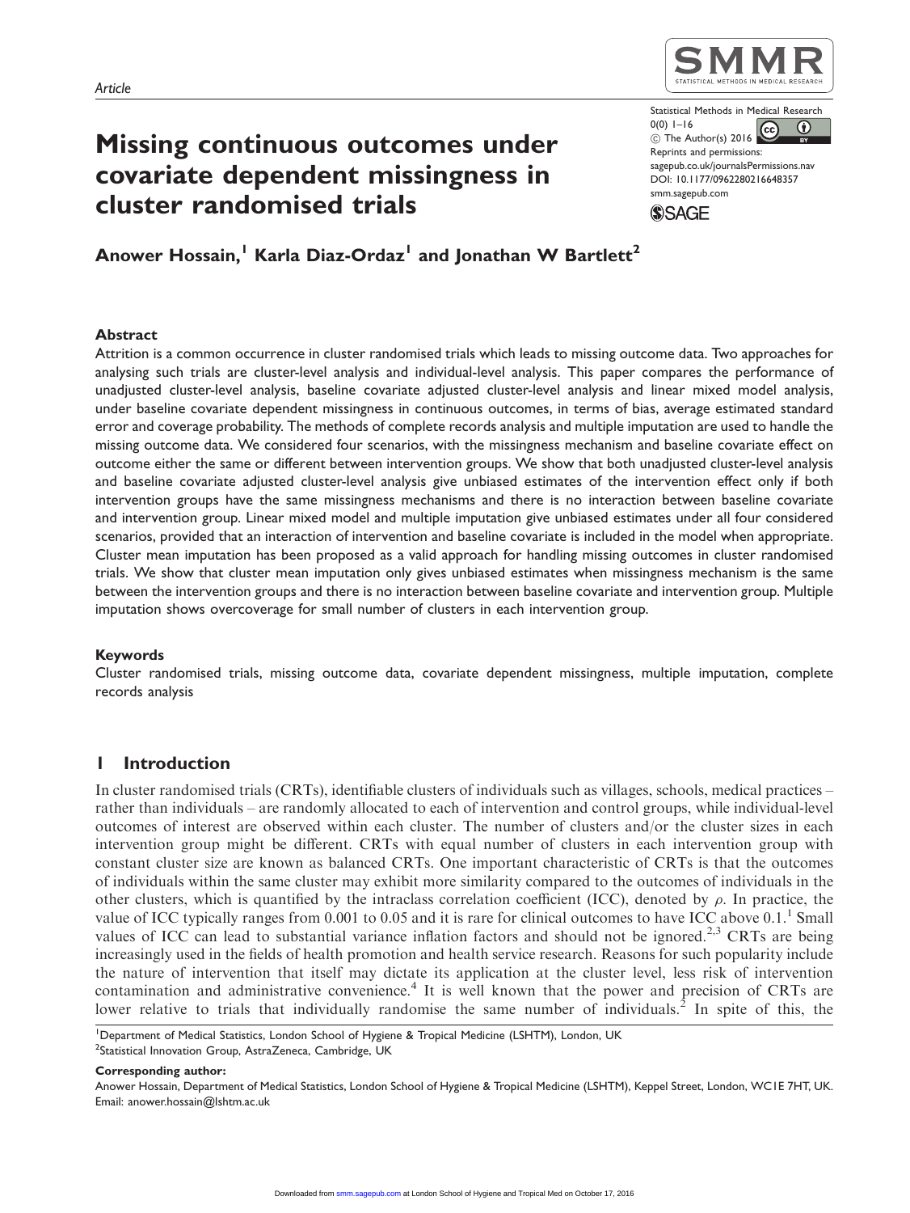Article

# Missing continuous outcomes under covariate dependent missingness in cluster randomised trials

**Anower Hossain,[1] Karla Diaz-Ordaz[1] and Jonathan W Bartlett[2]**

### Abstract

Attrition is a common occurrence in cluster randomised trials which leads to missing outcome data. Two approaches for analysing such trials are cluster-level analysis and individual-level analysis. This paper compares the performance of unadjusted cluster-level analysis, baseline covariate adjusted cluster-level analysis and linear mixed model analysis, under baseline covariate dependent missingness in continuous outcomes, in terms of bias, average estimated standard error and coverage probability. The methods of complete records analysis and multiple imputation are used to handle the missing outcome data. We considered four scenarios, with the missingness mechanism and baseline covariate effect on outcome either the same or different between intervention groups. We show that both unadjusted cluster-level analysis and baseline covariate adjusted cluster-level analysis give unbiased estimates of the intervention effect only if both intervention groups have the same missingness mechanisms and there is no interaction between baseline covariate and intervention group. Linear mixed model and multiple imputation give unbiased estimates under all four considered scenarios, provided that an interaction of intervention and baseline covariate is included in the model when appropriate. Cluster mean imputation has been proposed as a valid approach for handling missing outcomes in cluster randomised trials. We show that cluster mean imputation only gives unbiased estimates when missingness mechanism is the same between the intervention groups and there is no interaction between baseline covariate and intervention group. Multiple imputation shows overcoverage for small number of clusters in each intervention group.

### Keywords

Cluster randomised trials, missing outcome data, covariate dependent missingness, multiple imputation, complete records analysis

## 1 Introduction

In cluster randomised trials (CRTs), identifiable clusters of individuals such as villages, schools, medical practices – rather than individuals – are randomly allocated to each of intervention and control groups, while individual-level outcomes of interest are observed within each cluster. The number of clusters and/or the cluster sizes in each intervention group might be different. CRTs with equal number of clusters in each intervention group with constant cluster size are known as balanced CRTs. One important characteristic of CRTs is that the outcomes of individuals within the same cluster may exhibit more similarity compared to the outcomes of individuals in the other clusters, which is quantified by the intraclass correlation coefficient (ICC), denoted by $\rho$. In practice, the value of ICC typically ranges from 0.001 to 0.05 and it is rare for clinical outcomes to have ICC above 0.1.[1] Small values of ICC can lead to substantial variance inflation factors and should not be ignored.[2,3] CRTs are being increasingly used in the fields of health promotion and health service research. Reasons for such popularity include the nature of intervention that itself may dictate its application at the cluster level, less risk of intervention contamination and administrative convenience.[4] It is well known that the power and precision of CRTs are lower relative to trials that individually randomise the same number of individuals.[2] In spite of this, the

[1]Department of Medical Statistics, London School of Hygiene & Tropical Medicine (LSHTM), London, UK
[2]Statistical Innovation Group, AstraZeneca, Cambridge, UK

**Corresponding author:**
Anower Hossain, Department of Medical Statistics, London School of Hygiene & Tropical Medicine (LSHTM), Keppel Street, London, WC1E 7HT, UK.
Email: anower.hossain@lshtm.ac.uk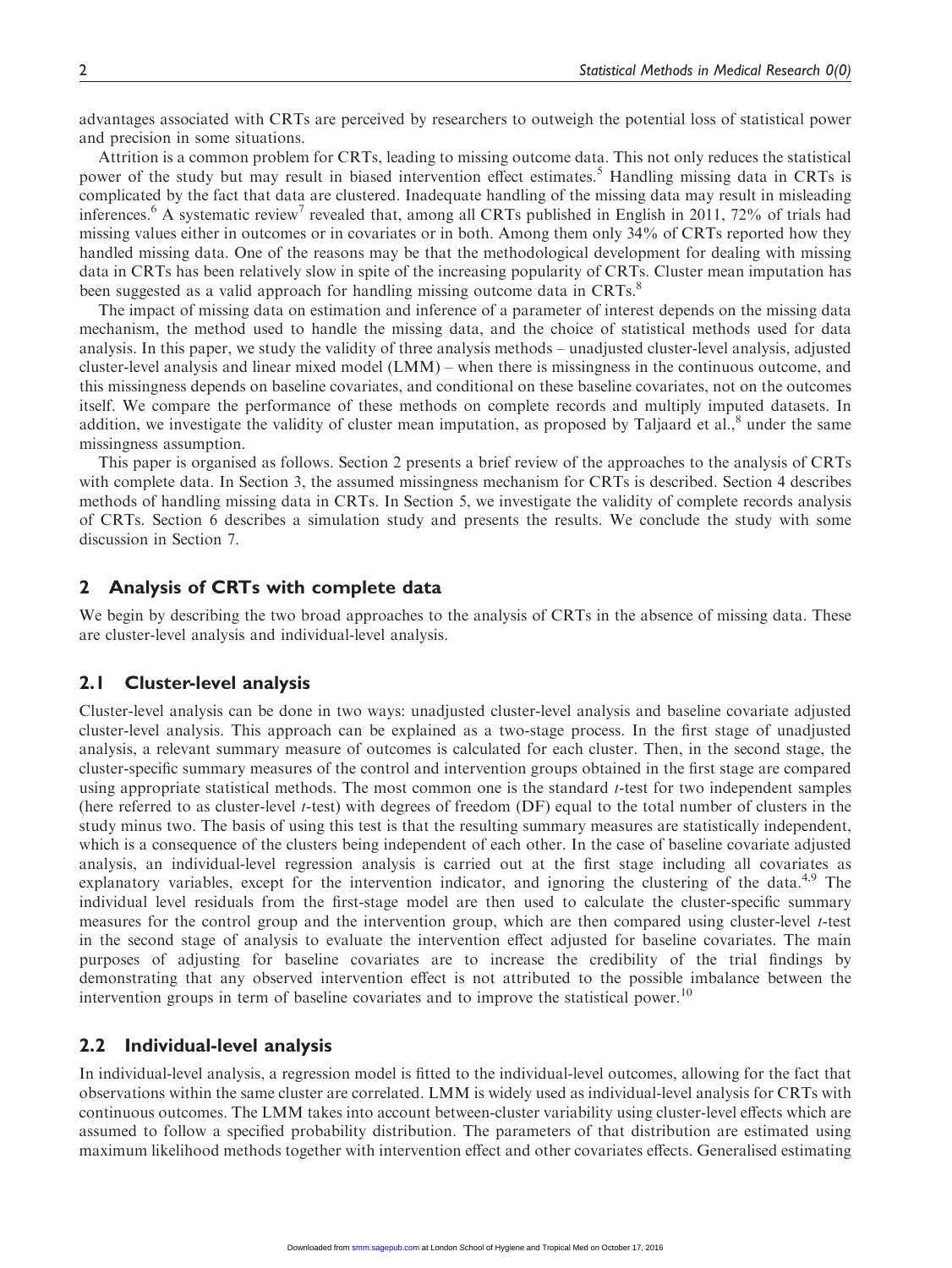advantages associated with CRTs are perceived by researchers to outweigh the potential loss of statistical power and precision in some situations.

Attrition is a common problem for CRTs, leading to missing outcome data. This not only reduces the statistical power of the study but may result in biased intervention effect estimates.[5] Handling missing data in CRTs is complicated by the fact that data are clustered. Inadequate handling of the missing data may result in misleading inferences.[6] A systematic review[7] revealed that, among all CRTs published in English in 2011, 72% of trials had missing values either in outcomes or in covariates or in both. Among them only 34% of CRTs reported how they handled missing data. One of the reasons may be that the methodological development for dealing with missing data in CRTs has been relatively slow in spite of the increasing popularity of CRTs. Cluster mean imputation has been suggested as a valid approach for handling missing outcome data in CRTs.[8]

The impact of missing data on estimation and inference of a parameter of interest depends on the missing data mechanism, the method used to handle the missing data, and the choice of statistical methods used for data analysis. In this paper, we study the validity of three analysis methods – unadjusted cluster-level analysis, adjusted cluster-level analysis and linear mixed model (LMM) – when there is missingness in the continuous outcome, and this missingness depends on baseline covariates, and conditional on these baseline covariates, not on the outcomes itself. We compare the performance of these methods on complete records and multiply imputed datasets. In addition, we investigate the validity of cluster mean imputation, as proposed by Taljaard et al.,[8] under the same missingness assumption.

This paper is organised as follows. Section 2 presents a brief review of the approaches to the analysis of CRTs with complete data. In Section 3, the assumed missingness mechanism for CRTs is described. Section 4 describes methods of handling missing data in CRTs. In Section 5, we investigate the validity of complete records analysis of CRTs. Section 6 describes a simulation study and presents the results. We conclude the study with some discussion in Section 7.

## 2 Analysis of CRTs with complete data

We begin by describing the two broad approaches to the analysis of CRTs in the absence of missing data. These are cluster-level analysis and individual-level analysis.

### 2.1 Cluster-level analysis

Cluster-level analysis can be done in two ways: unadjusted cluster-level analysis and baseline covariate adjusted cluster-level analysis. This approach can be explained as a two-stage process. In the first stage of unadjusted analysis, a relevant summary measure of outcomes is calculated for each cluster. Then, in the second stage, the cluster-specific summary measures of the control and intervention groups obtained in the first stage are compared using appropriate statistical methods. The most common one is the standard *t*-test for two independent samples (here referred to as cluster-level *t*-test) with degrees of freedom (DF) equal to the total number of clusters in the study minus two. The basis of using this test is that the resulting summary measures are statistically independent, which is a consequence of the clusters being independent of each other. In the case of baseline covariate adjusted analysis, an individual-level regression analysis is carried out at the first stage including all covariates as explanatory variables, except for the intervention indicator, and ignoring the clustering of the data.[4,9] The individual level residuals from the first-stage model are then used to calculate the cluster-specific summary measures for the control group and the intervention group, which are then compared using cluster-level *t*-test in the second stage of analysis to evaluate the intervention effect adjusted for baseline covariates. The main purposes of adjusting for baseline covariates are to increase the credibility of the trial findings by demonstrating that any observed intervention effect is not attributed to the possible imbalance between the intervention groups in term of baseline covariates and to improve the statistical power.[10]

### 2.2 Individual-level analysis

In individual-level analysis, a regression model is fitted to the individual-level outcomes, allowing for the fact that observations within the same cluster are correlated. LMM is widely used as individual-level analysis for CRTs with continuous outcomes. The LMM takes into account between-cluster variability using cluster-level effects which are assumed to follow a specified probability distribution. The parameters of that distribution are estimated using maximum likelihood methods together with intervention effect and other covariates effects. Generalised estimating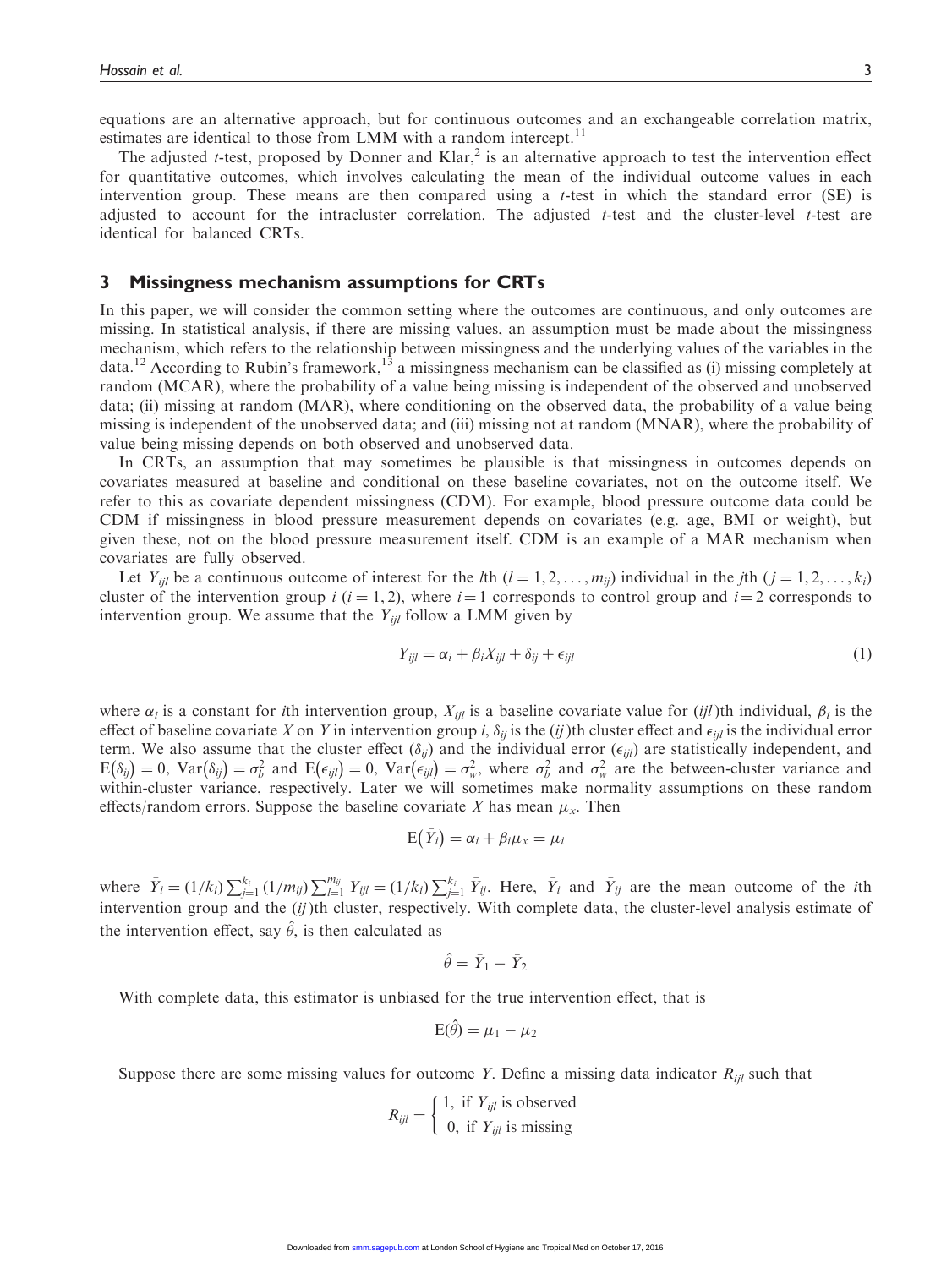equations are an alternative approach, but for continuous outcomes and an exchangeable correlation matrix, estimates are identical to those from LMM with a random intercept.[11]

The adjusted $t$-test, proposed by Donner and Klar,[2] is an alternative approach to test the intervention effect for quantitative outcomes, which involves calculating the mean of the individual outcome values in each intervention group. These means are then compared using a $t$-test in which the standard error (SE) is adjusted to account for the intracluster correlation. The adjusted $t$-test and the cluster-level $t$-test are identical for balanced CRTs.

## 3 Missingness mechanism assumptions for CRTs

In this paper, we will consider the common setting where the outcomes are continuous, and only outcomes are missing. In statistical analysis, if there are missing values, an assumption must be made about the missingness mechanism, which refers to the relationship between missingness and the underlying values of the variables in the data.[12] According to Rubin's framework,[13] a missingness mechanism can be classified as (i) missing completely at random (MCAR), where the probability of a value being missing is independent of the observed and unobserved data; (ii) missing at random (MAR), where conditioning on the observed data, the probability of a value being missing is independent of the unobserved data; and (iii) missing not at random (MNAR), where the probability of value being missing depends on both observed and unobserved data.

In CRTs, an assumption that may sometimes be plausible is that missingness in outcomes depends on covariates measured at baseline and conditional on these baseline covariates, not on the outcome itself. We refer to this as covariate dependent missingness (CDM). For example, blood pressure outcome data could be CDM if missingness in blood pressure measurement depends on covariates (e.g. age, BMI or weight), but given these, not on the blood pressure measurement itself. CDM is an example of a MAR mechanism when covariates are fully observed.

Let $Y_{ijl}$ be a continuous outcome of interest for the $l$th $(l = 1, 2, \ldots, m_{ij})$ individual in the $j$th $(j = 1, 2, \ldots, k_i)$ cluster of the intervention group $i$ $(i = 1, 2)$, where $i = 1$ corresponds to control group and $i = 2$ corresponds to intervention group. We assume that the $Y_{ijl}$ follow a LMM given by

$$Y_{ijl} = \alpha_i + \beta_i X_{ijl} + \delta_{ij} + \epsilon_{ijl} \tag{1}$$

where $\alpha_i$ is a constant for $i$th intervention group, $X_{ijl}$ is a baseline covariate value for $(ijl)$th individual, $\beta_i$ is the effect of baseline covariate $X$ on $Y$ in intervention group $i$, $\delta_{ij}$ is the $(ij)$th cluster effect and $\epsilon_{ijl}$ is the individual error term. We also assume that the cluster effect $(\delta_{ij})$ and the individual error $(\epsilon_{ijl})$ are statistically independent, and $\mathrm{E}(\delta_{ij}) = 0$, $\mathrm{Var}(\delta_{ij}) = \sigma_b^2$ and $\mathrm{E}(\epsilon_{ijl}) = 0$, $\mathrm{Var}(\epsilon_{ijl}) = \sigma_w^2$, where $\sigma_b^2$ and $\sigma_w^2$ are the between-cluster variance and within-cluster variance, respectively. Later we will sometimes make normality assumptions on these random effects/random errors. Suppose the baseline covariate $X$ has mean $\mu_x$. Then

$$\mathrm{E}(\bar{Y}_i) = \alpha_i + \beta_i \mu_x = \mu_i$$

where $\bar{Y}_i = (1/k_i)\sum_{j=1}^{k_i}(1/m_{ij})\sum_{l=1}^{m_{ij}} Y_{ijl} = (1/k_i)\sum_{j=1}^{k_i} \bar{Y}_{ij}$. Here, $\bar{Y}_i$ and $\bar{Y}_{ij}$ are the mean outcome of the $i$th intervention group and the $(ij)$th cluster, respectively. With complete data, the cluster-level analysis estimate of the intervention effect, say $\hat{\theta}$, is then calculated as

$$\hat{\theta} = \bar{Y}_1 - \bar{Y}_2$$

With complete data, this estimator is unbiased for the true intervention effect, that is

$$\mathrm{E}(\hat{\theta}) = \mu_1 - \mu_2$$

Suppose there are some missing values for outcome $Y$. Define a missing data indicator $R_{ijl}$ such that

$$R_{ijl} = \begin{cases} 1, & \text{if } Y_{ijl} \text{ is observed} \\ 0, & \text{if } Y_{ijl} \text{ is missing} \end{cases}$$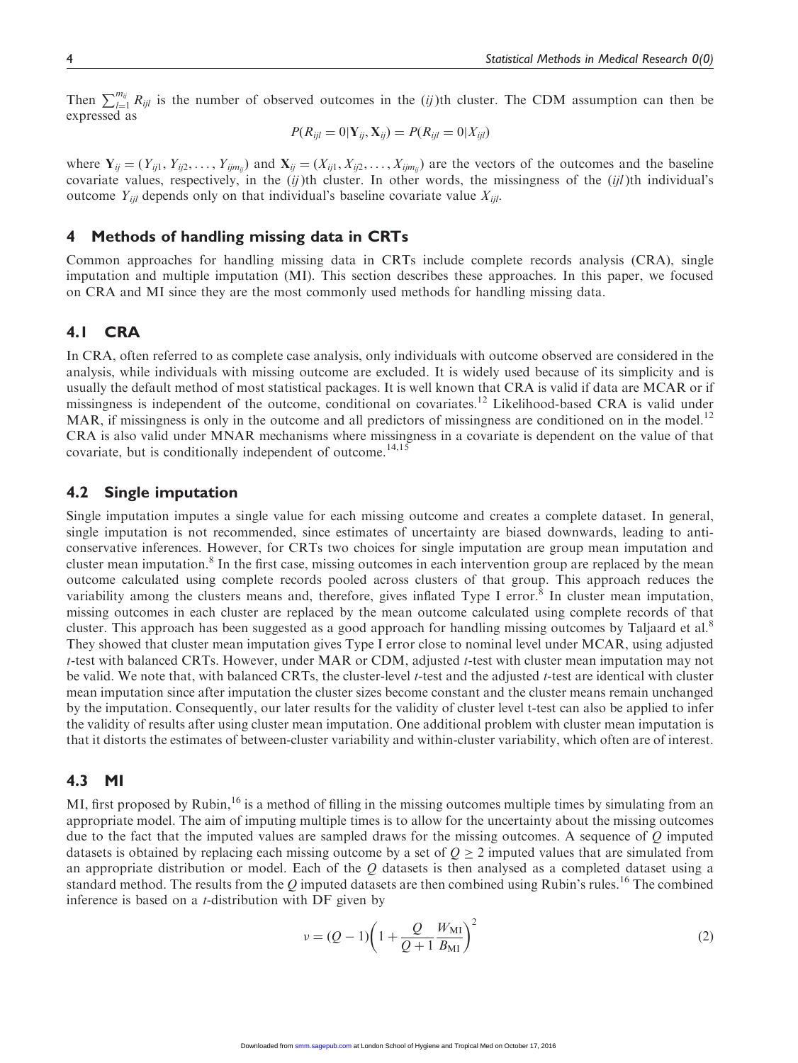Then $\sum_{l=1}^{m_{ij}} R_{ijl}$ is the number of observed outcomes in the $(ij)$th cluster. The CDM assumption can then be expressed as

$$P(R_{ijl} = 0 | \mathbf{Y}_{ij}, \mathbf{X}_{ij}) = P(R_{ijl} = 0 | X_{ijl})$$

where $\mathbf{Y}_{ij} = (Y_{ij1}, Y_{ij2}, \ldots, Y_{ijm_{ij}})$ and $\mathbf{X}_{ij} = (X_{ij1}, X_{ij2}, \ldots, X_{ijm_{ij}})$ are the vectors of the outcomes and the baseline covariate values, respectively, in the $(ij)$th cluster. In other words, the missingness of the $(ijl)$th individual's outcome $Y_{ijl}$ depends only on that individual's baseline covariate value $X_{ijl}$.

## 4 Methods of handling missing data in CRTs

Common approaches for handling missing data in CRTs include complete records analysis (CRA), single imputation and multiple imputation (MI). This section describes these approaches. In this paper, we focused on CRA and MI since they are the most commonly used methods for handling missing data.

### 4.1 CRA

In CRA, often referred to as complete case analysis, only individuals with outcome observed are considered in the analysis, while individuals with missing outcome are excluded. It is widely used because of its simplicity and is usually the default method of most statistical packages. It is well known that CRA is valid if data are MCAR or if missingness is independent of the outcome, conditional on covariates.[12] Likelihood-based CRA is valid under MAR, if missingness is only in the outcome and all predictors of missingness are conditioned on in the model.[12] CRA is also valid under MNAR mechanisms where missingness in a covariate is dependent on the value of that covariate, but is conditionally independent of outcome.[14,15]

### 4.2 Single imputation

Single imputation imputes a single value for each missing outcome and creates a complete dataset. In general, single imputation is not recommended, since estimates of uncertainty are biased downwards, leading to anti-conservative inferences. However, for CRTs two choices for single imputation are group mean imputation and cluster mean imputation.[8] In the first case, missing outcomes in each intervention group are replaced by the mean outcome calculated using complete records pooled across clusters of that group. This approach reduces the variability among the clusters means and, therefore, gives inflated Type I error.[8] In cluster mean imputation, missing outcomes in each cluster are replaced by the mean outcome calculated using complete records of that cluster. This approach has been suggested as a good approach for handling missing outcomes by Taljaard et al.[8] They showed that cluster mean imputation gives Type I error close to nominal level under MCAR, using adjusted *t*-test with balanced CRTs. However, under MAR or CDM, adjusted *t*-test with cluster mean imputation may not be valid. We note that, with balanced CRTs, the cluster-level *t*-test and the adjusted *t*-test are identical with cluster mean imputation since after imputation the cluster sizes become constant and the cluster means remain unchanged by the imputation. Consequently, our later results for the validity of cluster level t-test can also be applied to infer the validity of results after using cluster mean imputation. One additional problem with cluster mean imputation is that it distorts the estimates of between-cluster variability and within-cluster variability, which often are of interest.

### 4.3 MI

MI, first proposed by Rubin,[16] is a method of filling in the missing outcomes multiple times by simulating from an appropriate model. The aim of imputing multiple times is to allow for the uncertainty about the missing outcomes due to the fact that the imputed values are sampled draws for the missing outcomes. A sequence of $Q$ imputed datasets is obtained by replacing each missing outcome by a set of $Q \geq 2$ imputed values that are simulated from an appropriate distribution or model. Each of the $Q$ datasets is then analysed as a completed dataset using a standard method. The results from the $Q$ imputed datasets are then combined using Rubin's rules.[16] The combined inference is based on a *t*-distribution with DF given by

$$\nu = (Q - 1)\left(1 + \frac{Q}{Q+1}\frac{W_{\text{MI}}}{B_{\text{MI}}}\right)^2 \tag{2}$$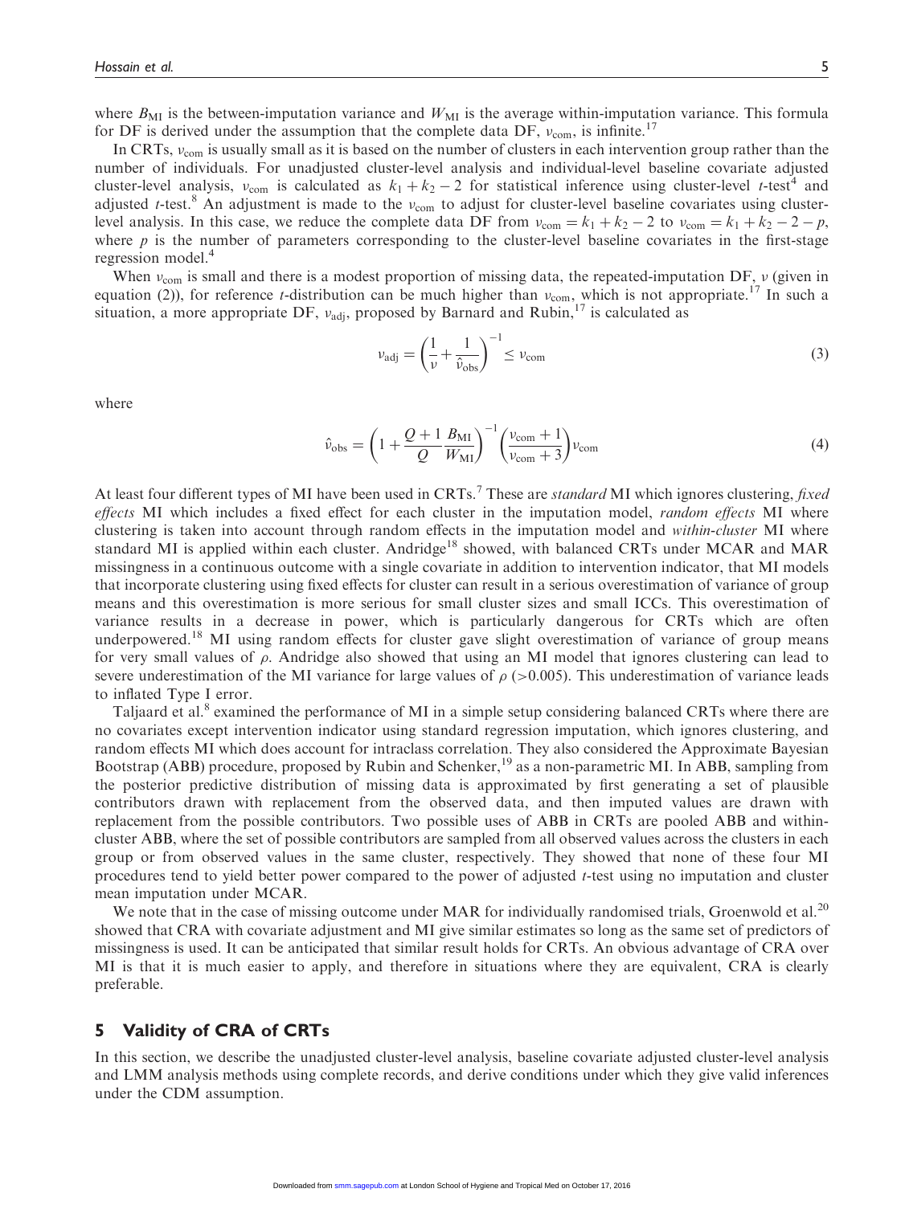where $B_{\text{MI}}$ is the between-imputation variance and $W_{\text{MI}}$ is the average within-imputation variance. This formula for DF is derived under the assumption that the complete data DF, $\nu_{\text{com}}$, is infinite.[17]

In CRTs, $\nu_{\text{com}}$ is usually small as it is based on the number of clusters in each intervention group rather than the number of individuals. For unadjusted cluster-level analysis and individual-level baseline covariate adjusted cluster-level analysis, $\nu_{\text{com}}$ is calculated as $k_1 + k_2 - 2$ for statistical inference using cluster-level $t$-test[4] and adjusted $t$-test.[8] An adjustment is made to the $\nu_{\text{com}}$ to adjust for cluster-level baseline covariates using cluster-level analysis. In this case, we reduce the complete data DF from $\nu_{\text{com}} = k_1 + k_2 - 2$ to $\nu_{\text{com}} = k_1 + k_2 - 2 - p$, where $p$ is the number of parameters corresponding to the cluster-level baseline covariates in the first-stage regression model.[4]

When $\nu_{\text{com}}$ is small and there is a modest proportion of missing data, the repeated-imputation DF, $\nu$ (given in equation (2)), for reference $t$-distribution can be much higher than $\nu_{\text{com}}$, which is not appropriate.[17] In such a situation, a more appropriate DF, $\nu_{\text{adj}}$, proposed by Barnard and Rubin,[17] is calculated as

$$\nu_{\text{adj}} = \left(\frac{1}{\nu} + \frac{1}{\hat{\nu}_{\text{obs}}}\right)^{-1} \leq \nu_{\text{com}} \tag{3}$$

where

$$\hat{\nu}_{\text{obs}} = \left(1 + \frac{Q+1}{Q}\frac{B_{\text{MI}}}{W_{\text{MI}}}\right)^{-1} \left(\frac{\nu_{\text{com}} + 1}{\nu_{\text{com}} + 3}\right) \nu_{\text{com}} \tag{4}$$

At least four different types of MI have been used in CRTs.[7] These are *standard* MI which ignores clustering, *fixed effects* MI which includes a fixed effect for each cluster in the imputation model, *random effects* MI where clustering is taken into account through random effects in the imputation model and *within-cluster* MI where standard MI is applied within each cluster. Andridge[18] showed, with balanced CRTs under MCAR and MAR missingness in a continuous outcome with a single covariate in addition to intervention indicator, that MI models that incorporate clustering using fixed effects for cluster can result in a serious overestimation of variance of group means and this overestimation is more serious for small cluster sizes and small ICCs. This overestimation of variance results in a decrease in power, which is particularly dangerous for CRTs which are often underpowered.[18] MI using random effects for cluster gave slight overestimation of variance of group means for very small values of $\rho$. Andridge also showed that using an MI model that ignores clustering can lead to severe underestimation of the MI variance for large values of $\rho$ ($>0.005$). This underestimation of variance leads to inflated Type I error.

Taljaard et al.[8] examined the performance of MI in a simple setup considering balanced CRTs where there are no covariates except intervention indicator using standard regression imputation, which ignores clustering, and random effects MI which does account for intraclass correlation. They also considered the Approximate Bayesian Bootstrap (ABB) procedure, proposed by Rubin and Schenker,[19] as a non-parametric MI. In ABB, sampling from the posterior predictive distribution of missing data is approximated by first generating a set of plausible contributors drawn with replacement from the observed data, and then imputed values are drawn with replacement from the possible contributors. Two possible uses of ABB in CRTs are pooled ABB and within-cluster ABB, where the set of possible contributors are sampled from all observed values across the clusters in each group or from observed values in the same cluster, respectively. They showed that none of these four MI procedures tend to yield better power compared to the power of adjusted $t$-test using no imputation and cluster mean imputation under MCAR.

We note that in the case of missing outcome under MAR for individually randomised trials, Groenwold et al.[20] showed that CRA with covariate adjustment and MI give similar estimates so long as the same set of predictors of missingness is used. It can be anticipated that similar result holds for CRTs. An obvious advantage of CRA over MI is that it is much easier to apply, and therefore in situations where they are equivalent, CRA is clearly preferable.

## 5 Validity of CRA of CRTs

In this section, we describe the unadjusted cluster-level analysis, baseline covariate adjusted cluster-level analysis and LMM analysis methods using complete records, and derive conditions under which they give valid inferences under the CDM assumption.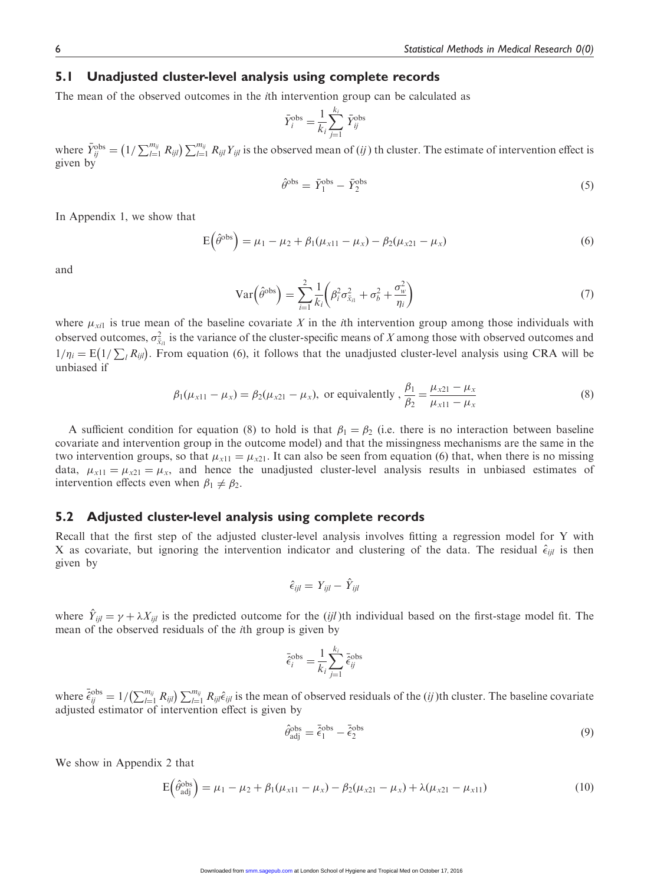## 5.1 Unadjusted cluster-level analysis using complete records

The mean of the observed outcomes in the $i$th intervention group can be calculated as

$$\bar{Y}_i^{\text{obs}} = \frac{1}{k_i} \sum_{j=1}^{k_i} \bar{Y}_{ij}^{\text{obs}}$$

where $\bar{Y}_{ij}^{\text{obs}} = \left(1/\sum_{l=1}^{m_{ij}} R_{ijl}\right) \sum_{l=1}^{m_{ij}} R_{ijl} Y_{ijl}$ is the observed mean of $(ij)$ th cluster. The estimate of intervention effect is given by

$$\hat{\theta}^{\text{obs}} = \bar{Y}_1^{\text{obs}} - \bar{Y}_2^{\text{obs}} \tag{5}$$

In Appendix 1, we show that

$$\text{E}\left(\hat{\theta}^{\text{obs}}\right) = \mu_1 - \mu_2 + \beta_1(\mu_{x11} - \mu_x) - \beta_2(\mu_{x21} - \mu_x) \tag{6}$$

and

$$\text{Var}\left(\hat{\theta}^{\text{obs}}\right) = \sum_{i=1}^{2} \frac{1}{k_i}\left(\beta_i^2 \sigma_{\bar{x}_{i1}}^2 + \sigma_b^2 + \frac{\sigma_w^2}{\eta_i}\right) \tag{7}$$

where $\mu_{xi1}$ is true mean of the baseline covariate $X$ in the $i$th intervention group among those individuals with observed outcomes, $\sigma_{\bar{x}_{i1}}^2$ is the variance of the cluster-specific means of $X$ among those with observed outcomes and $1/\eta_i = \text{E}\left(1/\sum_l R_{ijl}\right)$. From equation (6), it follows that the unadjusted cluster-level analysis using CRA will be unbiased if

$$\beta_1(\mu_{x11} - \mu_x) = \beta_2(\mu_{x21} - \mu_x), \text{ or equivalently }, \frac{\beta_1}{\beta_2} = \frac{\mu_{x21} - \mu_x}{\mu_{x11} - \mu_x} \tag{8}$$

A sufficient condition for equation (8) to hold is that $\beta_1 = \beta_2$ (i.e. there is no interaction between baseline covariate and intervention group in the outcome model) and that the missingness mechanisms are the same in the two intervention groups, so that $\mu_{x11} = \mu_{x21}$. It can also be seen from equation (6) that, when there is no missing data, $\mu_{x11} = \mu_{x21} = \mu_x$, and hence the unadjusted cluster-level analysis results in unbiased estimates of intervention effects even when $\beta_1 \neq \beta_2$.

## 5.2 Adjusted cluster-level analysis using complete records

Recall that the first step of the adjusted cluster-level analysis involves fitting a regression model for Y with X as covariate, but ignoring the intervention indicator and clustering of the data. The residual $\hat{\epsilon}_{ijl}$ is then given by

$$\hat{\epsilon}_{ijl} = Y_{ijl} - \hat{Y}_{ijl}$$

where $\hat{Y}_{ijl} = \gamma + \lambda X_{ijl}$ is the predicted outcome for the $(ijl)$th individual based on the first-stage model fit. The mean of the observed residuals of the $i$th group is given by

$$\bar{\hat{\epsilon}}_i^{\text{obs}} = \frac{1}{k_i} \sum_{j=1}^{k_i} \bar{\hat{\epsilon}}_{ij}^{\text{obs}}$$

where $\bar{\hat{\epsilon}}_{ij}^{\text{obs}} = 1/\left(\sum_{l=1}^{m_{ij}} R_{ijl}\right) \sum_{l=1}^{m_{ij}} R_{ijl} \hat{\epsilon}_{ijl}$ is the mean of observed residuals of the $(ij)$th cluster. The baseline covariate adjusted estimator of intervention effect is given by

$$\hat{\theta}_{\text{adj}}^{\text{obs}} = \bar{\hat{\epsilon}}_1^{\text{obs}} - \bar{\hat{\epsilon}}_2^{\text{obs}} \tag{9}$$

We show in Appendix 2 that

$$\text{E}\left(\hat{\theta}_{\text{adj}}^{\text{obs}}\right) = \mu_1 - \mu_2 + \beta_1(\mu_{x11} - \mu_x) - \beta_2(\mu_{x21} - \mu_x) + \lambda(\mu_{x21} - \mu_{x11}) \tag{10}$$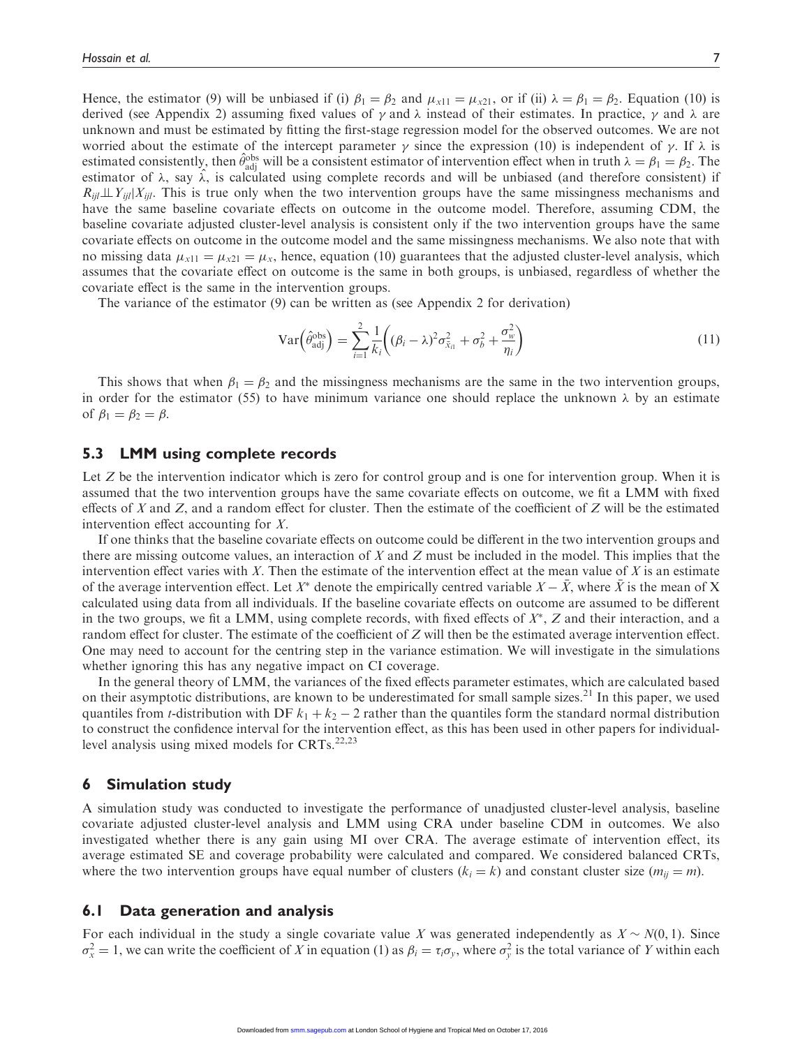Hence, the estimator (9) will be unbiased if (i) $\beta_1 = \beta_2$ and $\mu_{x11} = \mu_{x21}$, or if (ii) $\lambda = \beta_1 = \beta_2$. Equation (10) is derived (see Appendix 2) assuming fixed values of $\gamma$ and $\lambda$ instead of their estimates. In practice, $\gamma$ and $\lambda$ are unknown and must be estimated by fitting the first-stage regression model for the observed outcomes. We are not worried about the estimate of the intercept parameter $\gamma$ since the expression (10) is independent of $\gamma$. If $\lambda$ is estimated consistently, then $\hat{\theta}_{\text{adj}}^{\text{obs}}$ will be a consistent estimator of intervention effect when in truth $\lambda = \beta_1 = \beta_2$. The estimator of $\lambda$, say $\hat{\lambda}$, is calculated using complete records and will be unbiased (and therefore consistent) if $R_{ijl} \perp\!\!\!\perp Y_{ijl} | X_{ijl}$. This is true only when the two intervention groups have the same missingness mechanisms and have the same baseline covariate effects on outcome in the outcome model. Therefore, assuming CDM, the baseline covariate adjusted cluster-level analysis is consistent only if the two intervention groups have the same covariate effects on outcome in the outcome model and the same missingness mechanisms. We also note that with no missing data $\mu_{x11} = \mu_{x21} = \mu_x$, hence, equation (10) guarantees that the adjusted cluster-level analysis, which assumes that the covariate effect on outcome is the same in both groups, is unbiased, regardless of whether the covariate effect is the same in the intervention groups.

The variance of the estimator (9) can be written as (see Appendix 2 for derivation)

$$\text{Var}\left(\hat{\theta}_{\text{adj}}^{\text{obs}}\right) = \sum_{i=1}^{2} \frac{1}{k_i}\left((\beta_i - \lambda)^2 \sigma_{\bar{x}_{i1}}^2 + \sigma_b^2 + \frac{\sigma_w^2}{\eta_i}\right) \tag{11}$$

This shows that when $\beta_1 = \beta_2$ and the missingness mechanisms are the same in the two intervention groups, in order for the estimator (55) to have minimum variance one should replace the unknown $\lambda$ by an estimate of $\beta_1 = \beta_2 = \beta$.

## 5.3 LMM using complete records

Let $Z$ be the intervention indicator which is zero for control group and is one for intervention group. When it is assumed that the two intervention groups have the same covariate effects on outcome, we fit a LMM with fixed effects of $X$ and $Z$, and a random effect for cluster. Then the estimate of the coefficient of $Z$ will be the estimated intervention effect accounting for $X$.

If one thinks that the baseline covariate effects on outcome could be different in the two intervention groups and there are missing outcome values, an interaction of $X$ and $Z$ must be included in the model. This implies that the intervention effect varies with $X$. Then the estimate of the intervention effect at the mean value of $X$ is an estimate of the average intervention effect. Let $X^*$ denote the empirically centred variable $X - \bar{X}$, where $\bar{X}$ is the mean of X calculated using data from all individuals. If the baseline covariate effects on outcome are assumed to be different in the two groups, we fit a LMM, using complete records, with fixed effects of $X^*$, $Z$ and their interaction, and a random effect for cluster. The estimate of the coefficient of $Z$ will then be the estimated average intervention effect. One may need to account for the centring step in the variance estimation. We will investigate in the simulations whether ignoring this has any negative impact on CI coverage.

In the general theory of LMM, the variances of the fixed effects parameter estimates, which are calculated based on their asymptotic distributions, are known to be underestimated for small sample sizes.[21] In this paper, we used quantiles from $t$-distribution with DF $k_1 + k_2 - 2$ rather than the quantiles form the standard normal distribution to construct the confidence interval for the intervention effect, as this has been used in other papers for individual-level analysis using mixed models for CRTs.[22,23]

# 6 Simulation study

A simulation study was conducted to investigate the performance of unadjusted cluster-level analysis, baseline covariate adjusted cluster-level analysis and LMM using CRA under baseline CDM in outcomes. We also investigated whether there is any gain using MI over CRA. The average estimate of intervention effect, its average estimated SE and coverage probability were calculated and compared. We considered balanced CRTs, where the two intervention groups have equal number of clusters ($k_i = k$) and constant cluster size ($m_{ij} = m$).

## 6.1 Data generation and analysis

For each individual in the study a single covariate value $X$ was generated independently as $X \sim N(0, 1)$. Since $\sigma_x^2 = 1$, we can write the coefficient of $X$ in equation (1) as $\beta_i = \tau_i \sigma_y$, where $\sigma_y^2$ is the total variance of $Y$ within each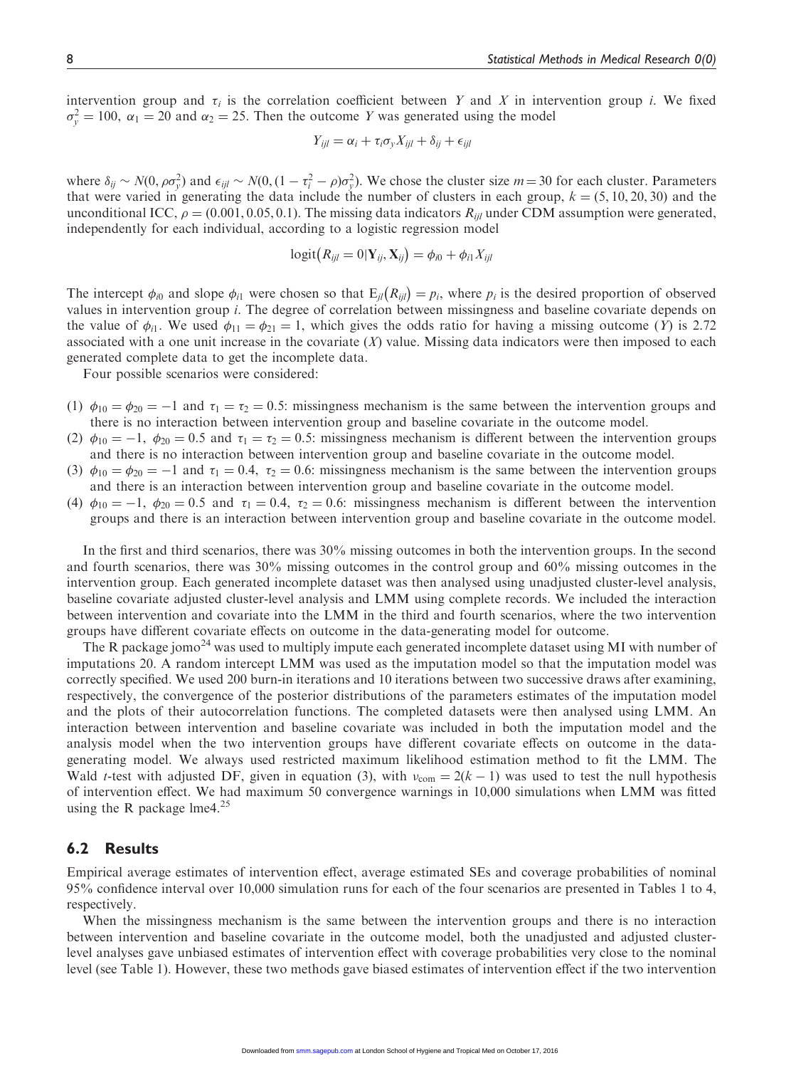intervention group and $\tau_i$ is the correlation coefficient between $Y$ and $X$ in intervention group $i$. We fixed $\sigma_y^2 = 100$, $\alpha_1 = 20$ and $\alpha_2 = 25$. Then the outcome $Y$ was generated using the model

$$Y_{ijl} = \alpha_i + \tau_i \sigma_y X_{ijl} + \delta_{ij} + \epsilon_{ijl}$$

where $\delta_{ij} \sim N(0, \rho\sigma_y^2)$ and $\epsilon_{ijl} \sim N(0, (1 - \tau_i^2 - \rho)\sigma_y^2)$. We chose the cluster size $m = 30$ for each cluster. Parameters that were varied in generating the data include the number of clusters in each group, $k = (5, 10, 20, 30)$ and the unconditional ICC, $\rho = (0.001, 0.05, 0.1)$. The missing data indicators $R_{ijl}$ under CDM assumption were generated, independently for each individual, according to a logistic regression model

$$\text{logit}\big(R_{ijl} = 0|\mathbf{Y}_{ij}, \mathbf{X}_{ij}\big) = \phi_{i0} + \phi_{i1} X_{ijl}$$

The intercept $\phi_{i0}$ and slope $\phi_{i1}$ were chosen so that $\text{E}_{jl}\big(R_{ijl}\big) = p_i$, where $p_i$ is the desired proportion of observed values in intervention group $i$. The degree of correlation between missingness and baseline covariate depends on the value of $\phi_{i1}$. We used $\phi_{11} = \phi_{21} = 1$, which gives the odds ratio for having a missing outcome ($Y$) is 2.72 associated with a one unit increase in the covariate ($X$) value. Missing data indicators were then imposed to each generated complete data to get the incomplete data.

Four possible scenarios were considered:

(1) $\phi_{10} = \phi_{20} = -1$ and $\tau_1 = \tau_2 = 0.5$: missingness mechanism is the same between the intervention groups and there is no interaction between intervention group and baseline covariate in the outcome model.
(2) $\phi_{10} = -1$, $\phi_{20} = 0.5$ and $\tau_1 = \tau_2 = 0.5$: missingness mechanism is different between the intervention groups and there is no interaction between intervention group and baseline covariate in the outcome model.
(3) $\phi_{10} = \phi_{20} = -1$ and $\tau_1 = 0.4$, $\tau_2 = 0.6$: missingness mechanism is the same between the intervention groups and there is an interaction between intervention group and baseline covariate in the outcome model.
(4) $\phi_{10} = -1$, $\phi_{20} = 0.5$ and $\tau_1 = 0.4$, $\tau_2 = 0.6$: missingness mechanism is different between the intervention groups and there is an interaction between intervention group and baseline covariate in the outcome model.

In the first and third scenarios, there was 30% missing outcomes in both the intervention groups. In the second and fourth scenarios, there was 30% missing outcomes in the control group and 60% missing outcomes in the intervention group. Each generated incomplete dataset was then analysed using unadjusted cluster-level analysis, baseline covariate adjusted cluster-level analysis and LMM using complete records. We included the interaction between intervention and covariate into the LMM in the third and fourth scenarios, where the two intervention groups have different covariate effects on outcome in the data-generating model for outcome.

The R package jomo[24] was used to multiply impute each generated incomplete dataset using MI with number of imputations 20. A random intercept LMM was used as the imputation model so that the imputation model was correctly specified. We used 200 burn-in iterations and 10 iterations between two successive draws after examining, respectively, the convergence of the posterior distributions of the parameters estimates of the imputation model and the plots of their autocorrelation functions. The completed datasets were then analysed using LMM. An interaction between intervention and baseline covariate was included in both the imputation model and the analysis model when the two intervention groups have different covariate effects on outcome in the data-generating model. We always used restricted maximum likelihood estimation method to fit the LMM. The Wald $t$-test with adjusted DF, given in equation (3), with $\nu_{\text{com}} = 2(k-1)$ was used to test the null hypothesis of intervention effect. We had maximum 50 convergence warnings in 10,000 simulations when LMM was fitted using the R package lme4.[25]

## 6.2 Results

Empirical average estimates of intervention effect, average estimated SEs and coverage probabilities of nominal 95% confidence interval over 10,000 simulation runs for each of the four scenarios are presented in Tables 1 to 4, respectively.

When the missingness mechanism is the same between the intervention groups and there is no interaction between intervention and baseline covariate in the outcome model, both the unadjusted and adjusted cluster-level analyses gave unbiased estimates of intervention effect with coverage probabilities very close to the nominal level (see Table 1). However, these two methods gave biased estimates of intervention effect if the two intervention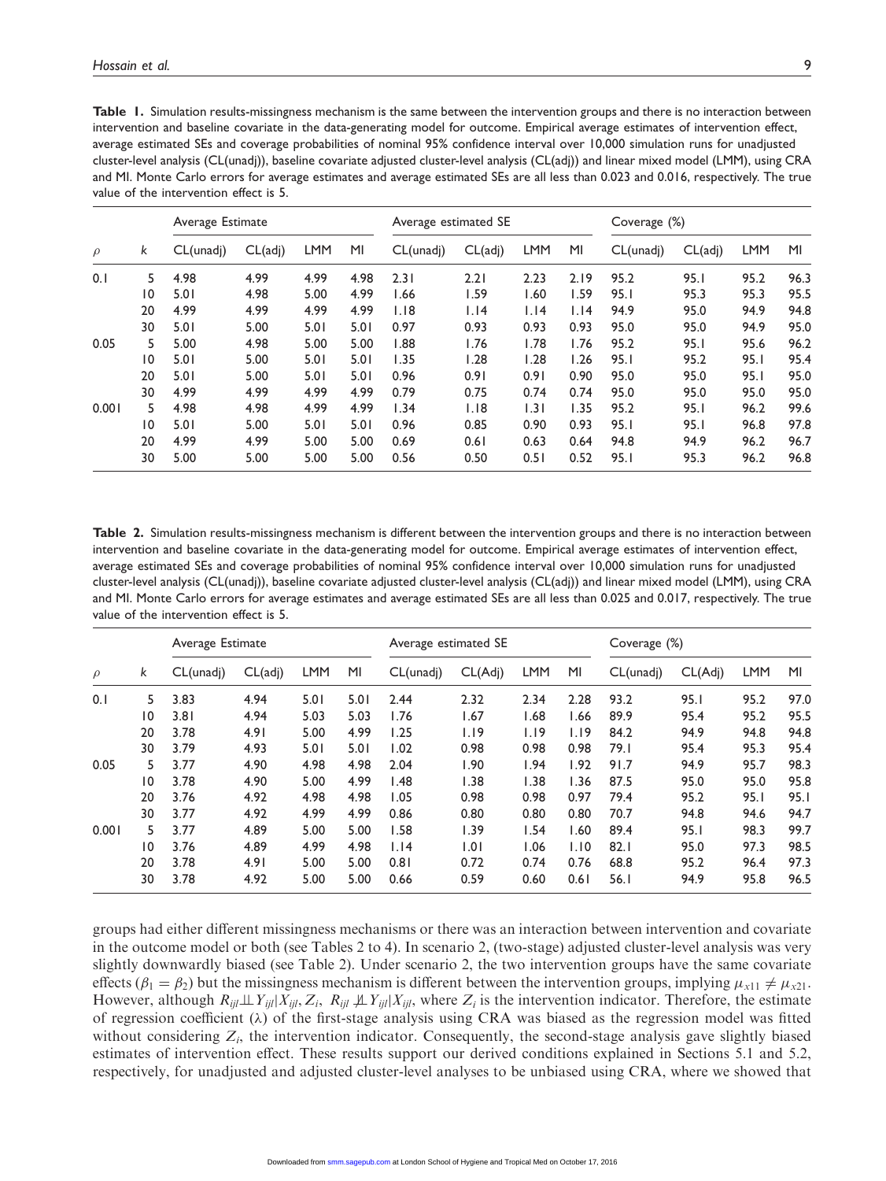**Table 1.** Simulation results-missingness mechanism is the same between the intervention groups and there is no interaction between intervention and baseline covariate in the data-generating model for outcome. Empirical average estimates of intervention effect, average estimated SEs and coverage probabilities of nominal 95% confidence interval over 10,000 simulation runs for unadjusted cluster-level analysis (CL(unadj)), baseline covariate adjusted cluster-level analysis (CL(adj)) and linear mixed model (LMM), using CRA and MI. Monte Carlo errors for average estimates and average estimated SEs are all less than 0.023 and 0.016, respectively. The true value of the intervention effect is 5.

| | | Average Estimate | | | | Average estimated SE | | | | Coverage (%) | | | |
|---|---|---|---|---|---|---|---|---|---|---|---|---|---|
| $\rho$ | $k$ | CL(unadj) | CL(adj) | LMM | MI | CL(unadj) | CL(adj) | LMM | MI | CL(unadj) | CL(adj) | LMM | MI |
| 0.1 | 5 | 4.98 | 4.99 | 4.99 | 4.98 | 2.31 | 2.21 | 2.23 | 2.19 | 95.2 | 95.1 | 95.2 | 96.3 |
| | 10 | 5.01 | 4.98 | 5.00 | 4.99 | 1.66 | 1.59 | 1.60 | 1.59 | 95.1 | 95.3 | 95.3 | 95.5 |
| | 20 | 4.99 | 4.99 | 4.99 | 4.99 | 1.18 | 1.14 | 1.14 | 1.14 | 94.9 | 95.0 | 94.9 | 94.8 |
| | 30 | 5.01 | 5.00 | 5.01 | 5.01 | 0.97 | 0.93 | 0.93 | 0.93 | 95.0 | 95.0 | 94.9 | 95.0 |
| 0.05 | 5 | 5.00 | 4.98 | 5.00 | 5.00 | 1.88 | 1.76 | 1.78 | 1.76 | 95.2 | 95.1 | 95.6 | 96.2 |
| | 10 | 5.01 | 5.00 | 5.01 | 5.01 | 1.35 | 1.28 | 1.28 | 1.26 | 95.1 | 95.2 | 95.1 | 95.4 |
| | 20 | 5.01 | 5.00 | 5.01 | 5.01 | 0.96 | 0.91 | 0.91 | 0.90 | 95.0 | 95.0 | 95.1 | 95.0 |
| | 30 | 4.99 | 4.99 | 4.99 | 4.99 | 0.79 | 0.75 | 0.74 | 0.74 | 95.0 | 95.0 | 95.0 | 95.0 |
| 0.001 | 5 | 4.98 | 4.98 | 4.99 | 4.99 | 1.34 | 1.18 | 1.31 | 1.35 | 95.2 | 95.1 | 96.2 | 99.6 |
| | 10 | 5.01 | 5.00 | 5.01 | 5.01 | 0.96 | 0.85 | 0.90 | 0.93 | 95.1 | 95.1 | 96.8 | 97.8 |
| | 20 | 4.99 | 4.99 | 5.00 | 5.00 | 0.69 | 0.61 | 0.63 | 0.64 | 94.8 | 94.9 | 96.2 | 96.7 |
| | 30 | 5.00 | 5.00 | 5.00 | 5.00 | 0.56 | 0.50 | 0.51 | 0.52 | 95.1 | 95.3 | 96.2 | 96.8 |

**Table 2.** Simulation results-missingness mechanism is different between the intervention groups and there is no interaction between intervention and baseline covariate in the data-generating model for outcome. Empirical average estimates of intervention effect, average estimated SEs and coverage probabilities of nominal 95% confidence interval over 10,000 simulation runs for unadjusted cluster-level analysis (CL(unadj)), baseline covariate adjusted cluster-level analysis (CL(adj)) and linear mixed model (LMM), using CRA and MI. Monte Carlo errors for average estimates and average estimated SEs are all less than 0.025 and 0.017, respectively. The true value of the intervention effect is 5.

| | | Average Estimate | | | | Average estimated SE | | | | Coverage (%) | | | |
|---|---|---|---|---|---|---|---|---|---|---|---|---|---|
| $\rho$ | $k$ | CL(unadj) | CL(adj) | LMM | MI | CL(unadj) | CL(Adj) | LMM | MI | CL(unadj) | CL(Adj) | LMM | MI |
| 0.1 | 5 | 3.83 | 4.94 | 5.01 | 5.01 | 2.44 | 2.32 | 2.34 | 2.28 | 93.2 | 95.1 | 95.2 | 97.0 |
| | 10 | 3.81 | 4.94 | 5.03 | 5.03 | 1.76 | 1.67 | 1.68 | 1.66 | 89.9 | 95.4 | 95.2 | 95.5 |
| | 20 | 3.78 | 4.91 | 5.00 | 4.99 | 1.25 | 1.19 | 1.19 | 1.19 | 84.2 | 94.9 | 94.8 | 94.8 |
| | 30 | 3.79 | 4.93 | 5.01 | 5.01 | 1.02 | 0.98 | 0.98 | 0.98 | 79.1 | 95.4 | 95.3 | 95.4 |
| 0.05 | 5 | 3.77 | 4.90 | 4.98 | 4.98 | 2.04 | 1.90 | 1.94 | 1.92 | 91.7 | 94.9 | 95.7 | 98.3 |
| | 10 | 3.78 | 4.90 | 5.00 | 4.99 | 1.48 | 1.38 | 1.38 | 1.36 | 87.5 | 95.0 | 95.0 | 95.8 |
| | 20 | 3.76 | 4.92 | 4.98 | 4.98 | 1.05 | 0.98 | 0.98 | 0.97 | 79.4 | 95.2 | 95.1 | 95.1 |
| | 30 | 3.77 | 4.92 | 4.99 | 4.99 | 0.86 | 0.80 | 0.80 | 0.80 | 70.7 | 94.8 | 94.6 | 94.7 |
| 0.001 | 5 | 3.77 | 4.89 | 5.00 | 5.00 | 1.58 | 1.39 | 1.54 | 1.60 | 89.4 | 95.1 | 98.3 | 99.7 |
| | 10 | 3.76 | 4.89 | 4.99 | 4.98 | 1.14 | 1.01 | 1.06 | 1.10 | 82.1 | 95.0 | 97.3 | 98.5 |
| | 20 | 3.78 | 4.91 | 5.00 | 5.00 | 0.81 | 0.72 | 0.74 | 0.76 | 68.8 | 95.2 | 96.4 | 97.3 |
| | 30 | 3.78 | 4.92 | 5.00 | 5.00 | 0.66 | 0.59 | 0.60 | 0.61 | 56.1 | 94.9 | 95.8 | 96.5 |

groups had either different missingness mechanisms or there was an interaction between intervention and covariate in the outcome model or both (see Tables 2 to 4). In scenario 2, (two-stage) adjusted cluster-level analysis was very slightly downwardly biased (see Table 2). Under scenario 2, the two intervention groups have the same covariate effects ($\beta_1 = \beta_2$) but the missingness mechanism is different between the intervention groups, implying $\mu_{x11} \neq \mu_{x21}$. However, although $R_{ijl} \perp\!\!\!\perp Y_{ijl} | X_{ijl}, Z_i$, $R_{ijl} \not\perp\!\!\!\perp Y_{ijl} | X_{ijl}$, where $Z_i$ is the intervention indicator. Therefore, the estimate of regression coefficient ($\lambda$) of the first-stage analysis using CRA was biased as the regression model was fitted without considering $Z_i$, the intervention indicator. Consequently, the second-stage analysis gave slightly biased estimates of intervention effect. These results support our derived conditions explained in Sections 5.1 and 5.2, respectively, for unadjusted and adjusted cluster-level analyses to be unbiased using CRA, where we showed that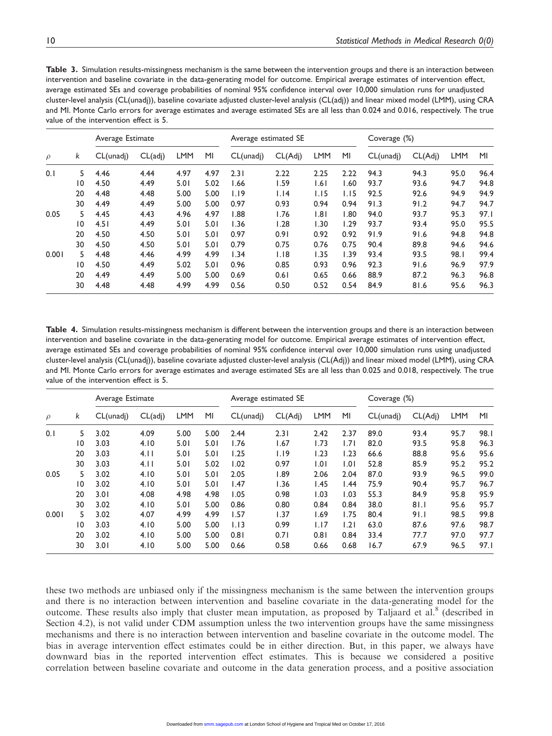**Table 3.** Simulation results-missingness mechanism is the same between the intervention groups and there is an interaction between intervention and baseline covariate in the data-generating model for outcome. Empirical average estimates of intervention effect, average estimated SEs and coverage probabilities of nominal 95% confidence interval over 10,000 simulation runs for unadjusted cluster-level analysis (CL(unadj)), baseline covariate adjusted cluster-level analysis (CL(adj)) and linear mixed model (LMM), using CRA and MI. Monte Carlo errors for average estimates and average estimated SEs are all less than 0.024 and 0.016, respectively. The true value of the intervention effect is 5.

| | | Average Estimate | | | | Average estimated SE | | | | Coverage (%) | | | |
|---|---|---|---|---|---|---|---|---|---|---|---|---|---|
| $\rho$ | $k$ | CL(unadj) | CL(adj) | LMM | MI | CL(unadj) | CL(Adj) | LMM | MI | CL(unadj) | CL(Adj) | LMM | MI |
| 0.1 | 5 | 4.46 | 4.44 | 4.97 | 4.97 | 2.31 | 2.22 | 2.25 | 2.22 | 94.3 | 94.3 | 95.0 | 96.4 |
| | 10 | 4.50 | 4.49 | 5.01 | 5.02 | 1.66 | 1.59 | 1.61 | 1.60 | 93.7 | 93.6 | 94.7 | 94.8 |
| | 20 | 4.48 | 4.48 | 5.00 | 5.00 | 1.19 | 1.14 | 1.15 | 1.15 | 92.5 | 92.6 | 94.9 | 94.9 |
| | 30 | 4.49 | 4.49 | 5.00 | 5.00 | 0.97 | 0.93 | 0.94 | 0.94 | 91.3 | 91.2 | 94.7 | 94.7 |
| 0.05 | 5 | 4.45 | 4.43 | 4.96 | 4.97 | 1.88 | 1.76 | 1.81 | 1.80 | 94.0 | 93.7 | 95.3 | 97.1 |
| | 10 | 4.51 | 4.49 | 5.01 | 5.01 | 1.36 | 1.28 | 1.30 | 1.29 | 93.7 | 93.4 | 95.0 | 95.5 |
| | 20 | 4.50 | 4.50 | 5.01 | 5.01 | 0.97 | 0.91 | 0.92 | 0.92 | 91.9 | 91.6 | 94.8 | 94.8 |
| | 30 | 4.50 | 4.50 | 5.01 | 5.01 | 0.79 | 0.75 | 0.76 | 0.75 | 90.4 | 89.8 | 94.6 | 94.6 |
| 0.001 | 5 | 4.48 | 4.46 | 4.99 | 4.99 | 1.34 | 1.18 | 1.35 | 1.39 | 93.4 | 93.5 | 98.1 | 99.4 |
| | 10 | 4.50 | 4.49 | 5.02 | 5.01 | 0.96 | 0.85 | 0.93 | 0.96 | 92.3 | 91.6 | 96.9 | 97.9 |
| | 20 | 4.49 | 4.49 | 5.00 | 5.00 | 0.69 | 0.61 | 0.65 | 0.66 | 88.9 | 87.2 | 96.3 | 96.8 |
| | 30 | 4.48 | 4.48 | 4.99 | 4.99 | 0.56 | 0.50 | 0.52 | 0.54 | 84.9 | 81.6 | 95.6 | 96.3 |

**Table 4.** Simulation results-missingness mechanism is different between the intervention groups and there is an interaction between intervention and baseline covariate in the data-generating model for outcome. Empirical average estimates of intervention effect, average estimated SEs and coverage probabilities of nominal 95% confidence interval over 10,000 simulation runs using unadjusted cluster-level analysis (CL(unadj)), baseline covariate adjusted cluster-level analysis (CL(Adj)) and linear mixed model (LMM), using CRA and MI. Monte Carlo errors for average estimates and average estimated SEs are all less than 0.025 and 0.018, respectively. The true value of the intervention effect is 5.

| | | Average Estimate | | | | Average estimated SE | | | | Coverage (%) | | | |
|---|---|---|---|---|---|---|---|---|---|---|---|---|---|
| $\rho$ | $k$ | CL(unadj) | CL(adj) | LMM | MI | CL(unadj) | CL(Adj) | LMM | MI | CL(unadj) | CL(Adj) | LMM | MI |
| 0.1 | 5 | 3.02 | 4.09 | 5.00 | 5.00 | 2.44 | 2.31 | 2.42 | 2.37 | 89.0 | 93.4 | 95.7 | 98.1 |
| | 10 | 3.03 | 4.10 | 5.01 | 5.01 | 1.76 | 1.67 | 1.73 | 1.71 | 82.0 | 93.5 | 95.8 | 96.3 |
| | 20 | 3.03 | 4.11 | 5.01 | 5.01 | 1.25 | 1.19 | 1.23 | 1.23 | 66.6 | 88.8 | 95.6 | 95.6 |
| | 30 | 3.03 | 4.11 | 5.01 | 5.02 | 1.02 | 0.97 | 1.01 | 1.01 | 52.8 | 85.9 | 95.2 | 95.2 |
| 0.05 | 5 | 3.02 | 4.10 | 5.01 | 5.01 | 2.05 | 1.89 | 2.06 | 2.04 | 87.0 | 93.9 | 96.5 | 99.0 |
| | 10 | 3.02 | 4.10 | 5.01 | 5.01 | 1.47 | 1.36 | 1.45 | 1.44 | 75.9 | 90.4 | 95.7 | 96.7 |
| | 20 | 3.01 | 4.08 | 4.98 | 4.98 | 1.05 | 0.98 | 1.03 | 1.03 | 55.3 | 84.9 | 95.8 | 95.9 |
| | 30 | 3.02 | 4.10 | 5.01 | 5.00 | 0.86 | 0.80 | 0.84 | 0.84 | 38.0 | 81.1 | 95.6 | 95.7 |
| 0.001 | 5 | 3.02 | 4.07 | 4.99 | 4.99 | 1.57 | 1.37 | 1.69 | 1.75 | 80.4 | 91.1 | 98.5 | 99.8 |
| | 10 | 3.03 | 4.10 | 5.00 | 5.00 | 1.13 | 0.99 | 1.17 | 1.21 | 63.0 | 87.6 | 97.6 | 98.7 |
| | 20 | 3.02 | 4.10 | 5.00 | 5.00 | 0.81 | 0.71 | 0.81 | 0.84 | 33.4 | 77.7 | 97.0 | 97.7 |
| | 30 | 3.01 | 4.10 | 5.00 | 5.00 | 0.66 | 0.58 | 0.66 | 0.68 | 16.7 | 67.9 | 96.5 | 97.1 |

these two methods are unbiased only if the missingness mechanism is the same between the intervention groups and there is no interaction between intervention and baseline covariate in the data-generating model for the outcome. These results also imply that cluster mean imputation, as proposed by Taljaard et al.[8] (described in Section 4.2), is not valid under CDM assumption unless the two intervention groups have the same missingness mechanisms and there is no interaction between intervention and baseline covariate in the outcome model. The bias in average intervention effect estimates could be in either direction. But, in this paper, we always have downward bias in the reported intervention effect estimates. This is because we considered a positive correlation between baseline covariate and outcome in the data generation process, and a positive association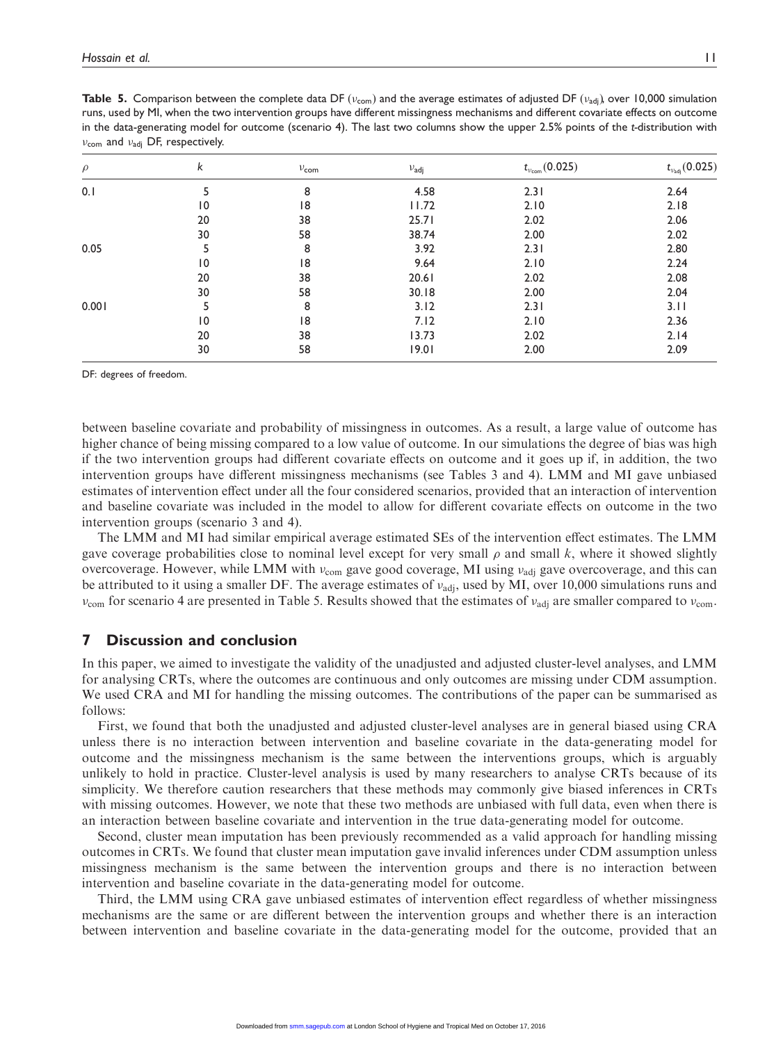**Table 5.** Comparison between the complete data DF ($\nu_{com}$) and the average estimates of adjusted DF ($\nu_{adj}$), over 10,000 simulation runs, used by MI, when the two intervention groups have different missingness mechanisms and different covariate effects on outcome in the data-generating model for outcome (scenario 4). The last two columns show the upper 2.5% points of the *t*-distribution with $\nu_{com}$ and $\nu_{adj}$ DF, respectively.

| $\rho$ | $k$ | $\nu_{com}$ | $\nu_{adj}$ | $t_{\nu_{com}}(0.025)$ | $t_{\nu_{adj}}(0.025)$ |
|---|---|---|---|---|---|
| 0.1 | 5 | 8 | 4.58 | 2.31 | 2.64 |
| | 10 | 18 | 11.72 | 2.10 | 2.18 |
| | 20 | 38 | 25.71 | 2.02 | 2.06 |
| | 30 | 58 | 38.74 | 2.00 | 2.02 |
| 0.05 | 5 | 8 | 3.92 | 2.31 | 2.80 |
| | 10 | 18 | 9.64 | 2.10 | 2.24 |
| | 20 | 38 | 20.61 | 2.02 | 2.08 |
| | 30 | 58 | 30.18 | 2.00 | 2.04 |
| 0.001 | 5 | 8 | 3.12 | 2.31 | 3.11 |
| | 10 | 18 | 7.12 | 2.10 | 2.36 |
| | 20 | 38 | 13.73 | 2.02 | 2.14 |
| | 30 | 58 | 19.01 | 2.00 | 2.09 |

DF: degrees of freedom.

between baseline covariate and probability of missingness in outcomes. As a result, a large value of outcome has higher chance of being missing compared to a low value of outcome. In our simulations the degree of bias was high if the two intervention groups had different covariate effects on outcome and it goes up if, in addition, the two intervention groups have different missingness mechanisms (see Tables 3 and 4). LMM and MI gave unbiased estimates of intervention effect under all the four considered scenarios, provided that an interaction of intervention and baseline covariate was included in the model to allow for different covariate effects on outcome in the two intervention groups (scenario 3 and 4).

The LMM and MI had similar empirical average estimated SEs of the intervention effect estimates. The LMM gave coverage probabilities close to nominal level except for very small $\rho$ and small $k$, where it showed slightly overcoverage. However, while LMM with $\nu_{com}$ gave good coverage, MI using $\nu_{adj}$ gave overcoverage, and this can be attributed to it using a smaller DF. The average estimates of $\nu_{adj}$, used by MI, over 10,000 simulations runs and $\nu_{com}$ for scenario 4 are presented in Table 5. Results showed that the estimates of $\nu_{adj}$ are smaller compared to $\nu_{com}$.

## 7 Discussion and conclusion

In this paper, we aimed to investigate the validity of the unadjusted and adjusted cluster-level analyses, and LMM for analysing CRTs, where the outcomes are continuous and only outcomes are missing under CDM assumption. We used CRA and MI for handling the missing outcomes. The contributions of the paper can be summarised as follows:

First, we found that both the unadjusted and adjusted cluster-level analyses are in general biased using CRA unless there is no interaction between intervention and baseline covariate in the data-generating model for outcome and the missingness mechanism is the same between the interventions groups, which is arguably unlikely to hold in practice. Cluster-level analysis is used by many researchers to analyse CRTs because of its simplicity. We therefore caution researchers that these methods may commonly give biased inferences in CRTs with missing outcomes. However, we note that these two methods are unbiased with full data, even when there is an interaction between baseline covariate and intervention in the true data-generating model for outcome.

Second, cluster mean imputation has been previously recommended as a valid approach for handling missing outcomes in CRTs. We found that cluster mean imputation gave invalid inferences under CDM assumption unless missingness mechanism is the same between the intervention groups and there is no interaction between intervention and baseline covariate in the data-generating model for outcome.

Third, the LMM using CRA gave unbiased estimates of intervention effect regardless of whether missingness mechanisms are the same or are different between the intervention groups and whether there is an interaction between intervention and baseline covariate in the data-generating model for the outcome, provided that an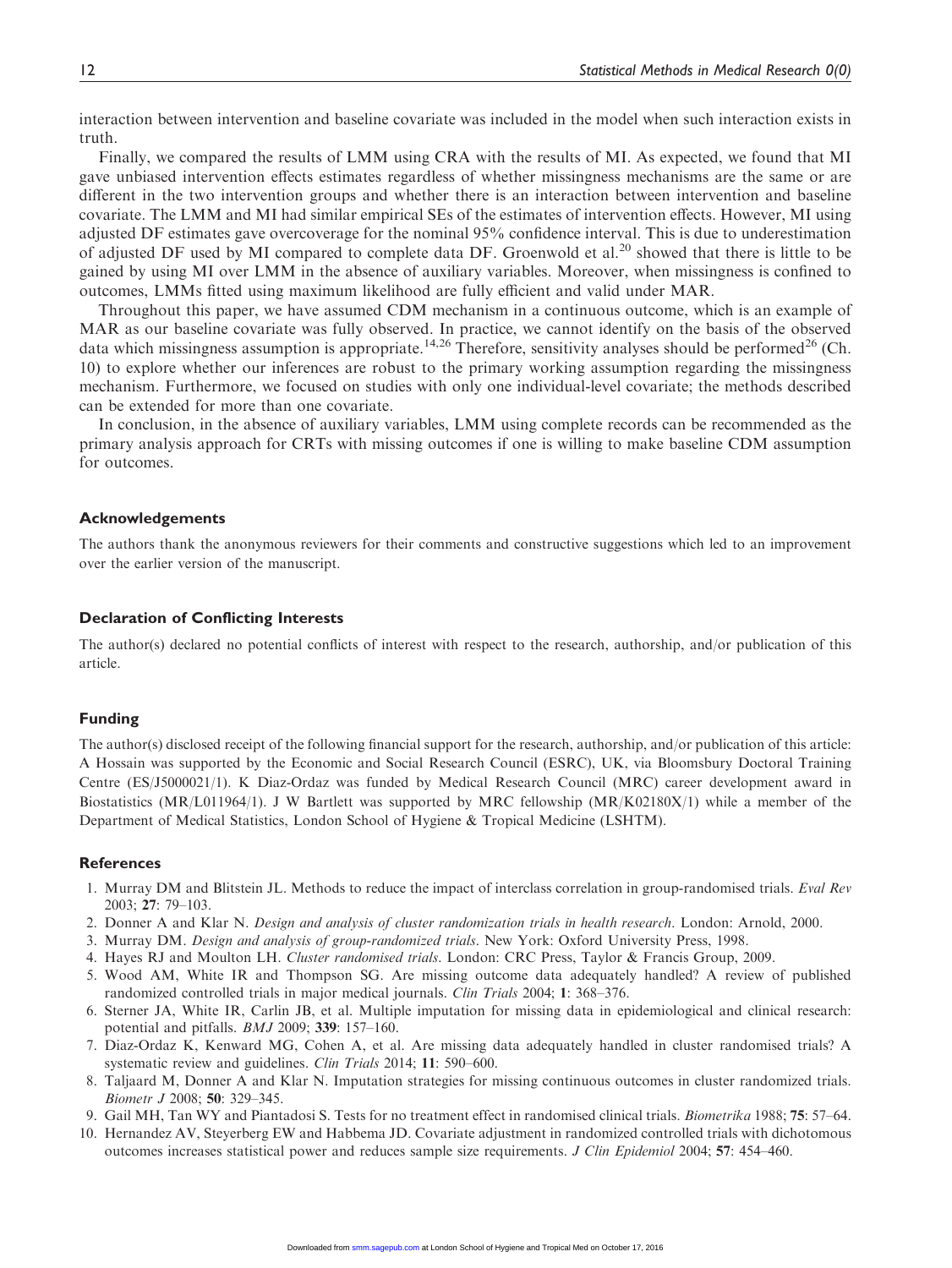interaction between intervention and baseline covariate was included in the model when such interaction exists in truth.

Finally, we compared the results of LMM using CRA with the results of MI. As expected, we found that MI gave unbiased intervention effects estimates regardless of whether missingness mechanisms are the same or are different in the two intervention groups and whether there is an interaction between intervention and baseline covariate. The LMM and MI had similar empirical SEs of the estimates of intervention effects. However, MI using adjusted DF estimates gave overcoverage for the nominal 95% confidence interval. This is due to underestimation of adjusted DF used by MI compared to complete data DF. Groenwold et al.[20] showed that there is little to be gained by using MI over LMM in the absence of auxiliary variables. Moreover, when missingness is confined to outcomes, LMMs fitted using maximum likelihood are fully efficient and valid under MAR.

Throughout this paper, we have assumed CDM mechanism in a continuous outcome, which is an example of MAR as our baseline covariate was fully observed. In practice, we cannot identify on the basis of the observed data which missingness assumption is appropriate.[14,26] Therefore, sensitivity analyses should be performed[26] (Ch. 10) to explore whether our inferences are robust to the primary working assumption regarding the missingness mechanism. Furthermore, we focused on studies with only one individual-level covariate; the methods described can be extended for more than one covariate.

In conclusion, in the absence of auxiliary variables, LMM using complete records can be recommended as the primary analysis approach for CRTs with missing outcomes if one is willing to make baseline CDM assumption for outcomes.

## Acknowledgements

The authors thank the anonymous reviewers for their comments and constructive suggestions which led to an improvement over the earlier version of the manuscript.

## Declaration of Conflicting Interests

The author(s) declared no potential conflicts of interest with respect to the research, authorship, and/or publication of this article.

## Funding

The author(s) disclosed receipt of the following financial support for the research, authorship, and/or publication of this article: A Hossain was supported by the Economic and Social Research Council (ESRC), UK, via Bloomsbury Doctoral Training Centre (ES/J5000021/1). K Diaz-Ordaz was funded by Medical Research Council (MRC) career development award in Biostatistics (MR/L011964/1). J W Bartlett was supported by MRC fellowship (MR/K02180X/1) while a member of the Department of Medical Statistics, London School of Hygiene & Tropical Medicine (LSHTM).

## References

1. Murray DM and Blitstein JL. Methods to reduce the impact of interclass correlation in group-randomised trials. *Eval Rev* 2003; **27**: 79–103.
2. Donner A and Klar N. *Design and analysis of cluster randomization trials in health research*. London: Arnold, 2000.
3. Murray DM. *Design and analysis of group-randomized trials*. New York: Oxford University Press, 1998.
4. Hayes RJ and Moulton LH. *Cluster randomised trials*. London: CRC Press, Taylor & Francis Group, 2009.
5. Wood AM, White IR and Thompson SG. Are missing outcome data adequately handled? A review of published randomized controlled trials in major medical journals. *Clin Trials* 2004; **1**: 368–376.
6. Sterner JA, White IR, Carlin JB, et al. Multiple imputation for missing data in epidemiological and clinical research: potential and pitfalls. *BMJ* 2009; **339**: 157–160.
7. Diaz-Ordaz K, Kenward MG, Cohen A, et al. Are missing data adequately handled in cluster randomised trials? A systematic review and guidelines. *Clin Trials* 2014; **11**: 590–600.
8. Taljaard M, Donner A and Klar N. Imputation strategies for missing continuous outcomes in cluster randomized trials. *Biometr J* 2008; **50**: 329–345.
9. Gail MH, Tan WY and Piantadosi S. Tests for no treatment effect in randomised clinical trials. *Biometrika* 1988; **75**: 57–64.
10. Hernandez AV, Steyerberg EW and Habbema JD. Covariate adjustment in randomized controlled trials with dichotomous outcomes increases statistical power and reduces sample size requirements. *J Clin Epidemiol* 2004; **57**: 454–460.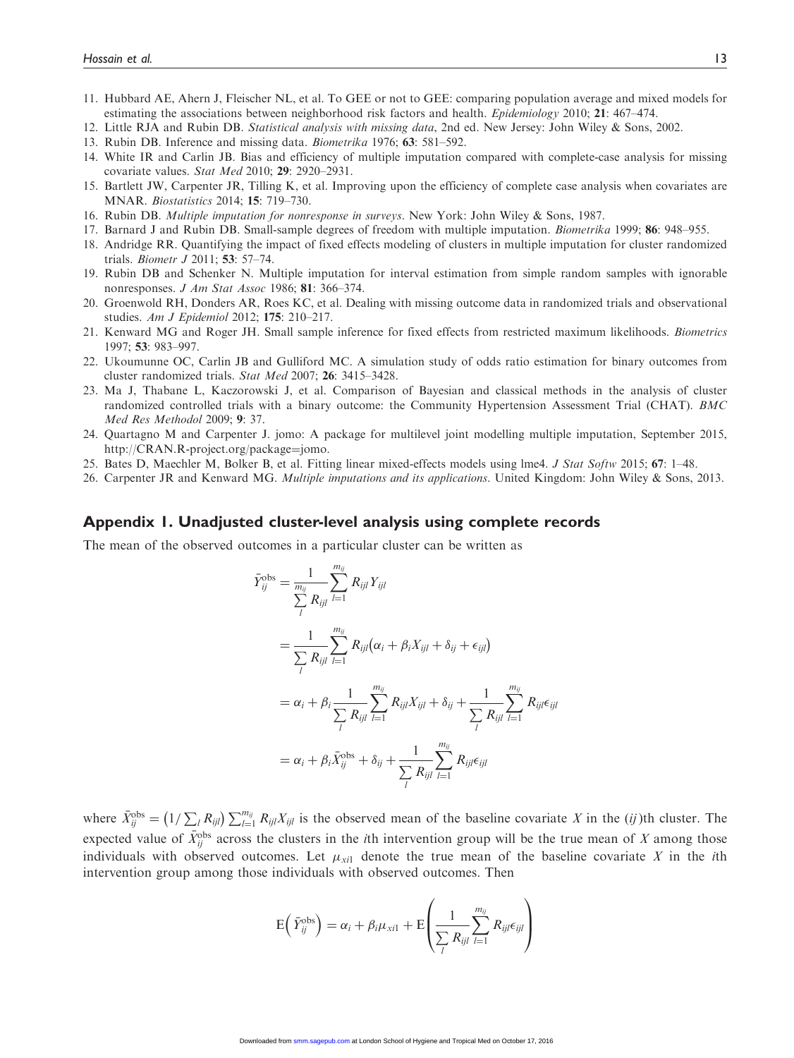11. Hubbard AE, Ahern J, Fleischer NL, et al. To GEE or not to GEE: comparing population average and mixed models for estimating the associations between neighborhood risk factors and health. *Epidemiology* 2010; **21**: 467–474.
12. Little RJA and Rubin DB. *Statistical analysis with missing data*, 2nd ed. New Jersey: John Wiley & Sons, 2002.
13. Rubin DB. Inference and missing data. *Biometrika* 1976; **63**: 581–592.
14. White IR and Carlin JB. Bias and efficiency of multiple imputation compared with complete-case analysis for missing covariate values. *Stat Med* 2010; **29**: 2920–2931.
15. Bartlett JW, Carpenter JR, Tilling K, et al. Improving upon the efficiency of complete case analysis when covariates are MNAR. *Biostatistics* 2014; **15**: 719–730.
16. Rubin DB. *Multiple imputation for nonresponse in surveys*. New York: John Wiley & Sons, 1987.
17. Barnard J and Rubin DB. Small-sample degrees of freedom with multiple imputation. *Biometrika* 1999; **86**: 948–955.
18. Andridge RR. Quantifying the impact of fixed effects modeling of clusters in multiple imputation for cluster randomized trials. *Biometr J* 2011; **53**: 57–74.
19. Rubin DB and Schenker N. Multiple imputation for interval estimation from simple random samples with ignorable nonresponses. *J Am Stat Assoc* 1986; **81**: 366–374.
20. Groenwold RH, Donders AR, Roes KC, et al. Dealing with missing outcome data in randomized trials and observational studies. *Am J Epidemiol* 2012; **175**: 210–217.
21. Kenward MG and Roger JH. Small sample inference for fixed effects from restricted maximum likelihoods. *Biometrics* 1997; **53**: 983–997.
22. Ukoumunne OC, Carlin JB and Gulliford MC. A simulation study of odds ratio estimation for binary outcomes from cluster randomized trials. *Stat Med* 2007; **26**: 3415–3428.
23. Ma J, Thabane L, Kaczorowski J, et al. Comparison of Bayesian and classical methods in the analysis of cluster randomized controlled trials with a binary outcome: the Community Hypertension Assessment Trial (CHAT). *BMC Med Res Methodol* 2009; **9**: 37.
24. Quartagno M and Carpenter J. jomo: A package for multilevel joint modelling multiple imputation, September 2015, http://CRAN.R-project.org/package=jomo.
25. Bates D, Maechler M, Bolker B, et al. Fitting linear mixed-effects models using lme4. *J Stat Softw* 2015; **67**: 1–48.
26. Carpenter JR and Kenward MG. *Multiple imputations and its applications*. United Kingdom: John Wiley & Sons, 2013.

## Appendix 1. Unadjusted cluster-level analysis using complete records

The mean of the observed outcomes in a particular cluster can be written as

$$
\begin{aligned}
\bar{Y}_{ij}^{\text{obs}} &= \frac{1}{\sum_{l}^{m_{ij}} R_{ijl}} \sum_{l=1}^{m_{ij}} R_{ijl} Y_{ijl} \\
&= \frac{1}{\sum_{l} R_{ijl}} \sum_{l=1}^{m_{ij}} R_{ijl}\left(\alpha_i + \beta_i X_{ijl} + \delta_{ij} + \epsilon_{ijl}\right) \\
&= \alpha_i + \beta_i \frac{1}{\sum_{l} R_{ijl}} \sum_{l=1}^{m_{ij}} R_{ijl} X_{ijl} + \delta_{ij} + \frac{1}{\sum_{l} R_{ijl}} \sum_{l=1}^{m_{ij}} R_{ijl} \epsilon_{ijl} \\
&= \alpha_i + \beta_i \bar{X}_{ij}^{\text{obs}} + \delta_{ij} + \frac{1}{\sum_{l} R_{ijl}} \sum_{l=1}^{m_{ij}} R_{ijl} \epsilon_{ijl}
\end{aligned}
$$

where $\bar{X}_{ij}^{\text{obs}} = \left(1/\sum_{l} R_{ijl}\right) \sum_{l=1}^{m_{ij}} R_{ijl} X_{ijl}$ is the observed mean of the baseline covariate $X$ in the $(ij)$th cluster. The expected value of $\bar{X}_{ij}^{\text{obs}}$ across the clusters in the $i$th intervention group will be the true mean of $X$ among those individuals with observed outcomes. Let $\mu_{xi1}$ denote the true mean of the baseline covariate $X$ in the $i$th intervention group among those individuals with observed outcomes. Then

$$
\mathrm{E}\left(\bar{Y}_{ij}^{\text{obs}}\right) = \alpha_i + \beta_i \mu_{xi1} + \mathrm{E}\left(\frac{1}{\sum_{l} R_{ijl}} \sum_{l=1}^{m_{ij}} R_{ijl} \epsilon_{ijl}\right)
$$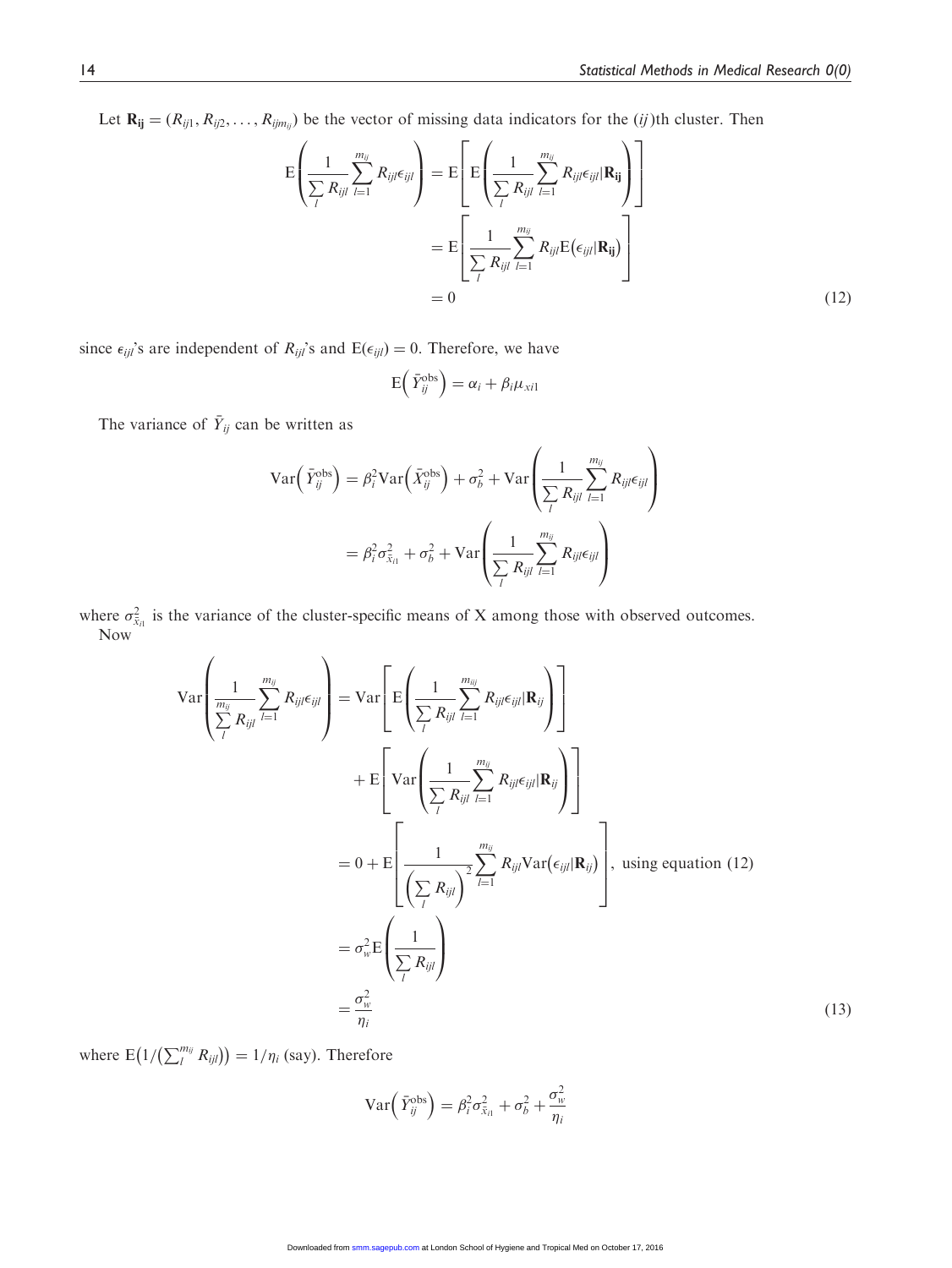Let $\mathbf{R_{ij}} = (R_{ij1}, R_{ij2}, \ldots, R_{ijm_{ij}})$ be the vector of missing data indicators for the $(ij)$th cluster. Then

$$
\begin{aligned}
\mathrm{E}\left(\frac{1}{\sum_l R_{ijl}} \sum_{l=1}^{m_{ij}} R_{ijl}\epsilon_{ijl}\right) &= \mathrm{E}\left[\mathrm{E}\left(\frac{1}{\sum_l R_{ijl}} \sum_{l=1}^{m_{ij}} R_{ijl}\epsilon_{ijl} | \mathbf{R_{ij}}\right)\right] \\
&= \mathrm{E}\left[\frac{1}{\sum_l R_{ijl}} \sum_{l=1}^{m_{ij}} R_{ijl}\mathrm{E}\left(\epsilon_{ijl} | \mathbf{R_{ij}}\right)\right] \\
&= 0
\end{aligned}
\tag{12}
$$

since $\epsilon_{ijl}$'s are independent of $R_{ijl}$'s and $\mathrm{E}(\epsilon_{ijl}) = 0$. Therefore, we have

$$
\mathrm{E}\left(\bar{Y}_{ij}^{\mathrm{obs}}\right) = \alpha_i + \beta_i \mu_{xi1}
$$

The variance of $\bar{Y}_{ij}$ can be written as

$$
\begin{aligned}
\mathrm{Var}\left(\bar{Y}_{ij}^{\mathrm{obs}}\right) &= \beta_i^2 \mathrm{Var}\left(\bar{X}_{ij}^{\mathrm{obs}}\right) + \sigma_b^2 + \mathrm{Var}\left(\frac{1}{\sum_l R_{ijl}} \sum_{l=1}^{m_{ij}} R_{ijl}\epsilon_{ijl}\right) \\
&= \beta_i^2 \sigma_{\bar{x}_{i1}}^2 + \sigma_b^2 + \mathrm{Var}\left(\frac{1}{\sum_l R_{ijl}} \sum_{l=1}^{m_{ij}} R_{ijl}\epsilon_{ijl}\right)
\end{aligned}
$$

where $\sigma_{\bar{x}_{i1}}^2$ is the variance of the cluster-specific means of X among those with observed outcomes.
Now

$$
\begin{aligned}
\mathrm{Var}\left(\frac{1}{\sum_l^{m_{ij}} R_{ijl}} \sum_{l=1}^{m_{ij}} R_{ijl}\epsilon_{ijl}\right) &= \mathrm{Var}\left[\mathrm{E}\left(\frac{1}{\sum_l R_{ijl}} \sum_{l=1}^{m_{iij}} R_{ijl}\epsilon_{ijl} | \mathbf{R}_{ij}\right)\right] \\
&\quad + \mathrm{E}\left[\mathrm{Var}\left(\frac{1}{\sum_l R_{ijl}} \sum_{l=1}^{m_{ij}} R_{ijl}\epsilon_{ijl} | \mathbf{R}_{ij}\right)\right] \\
&= 0 + \mathrm{E}\left[\frac{1}{\left(\sum_l R_{ijl}\right)^2} \sum_{l=1}^{m_{ij}} R_{ijl}\mathrm{Var}\left(\epsilon_{ijl} | \mathbf{R}_{ij}\right)\right], \text{ using equation (12)} \\
&= \sigma_w^2 \mathrm{E}\left(\frac{1}{\sum_l R_{ijl}}\right) \\
&= \frac{\sigma_w^2}{\eta_i}
\end{aligned}
\tag{13}
$$

where $\mathrm{E}\left(1/\left(\sum_l^{m_{ij}} R_{ijl}\right)\right) = 1/\eta_i$ (say). Therefore

$$
\mathrm{Var}\left(\bar{Y}_{ij}^{\mathrm{obs}}\right) = \beta_i^2 \sigma_{\bar{x}_{i1}}^2 + \sigma_b^2 + \frac{\sigma_w^2}{\eta_i}
$$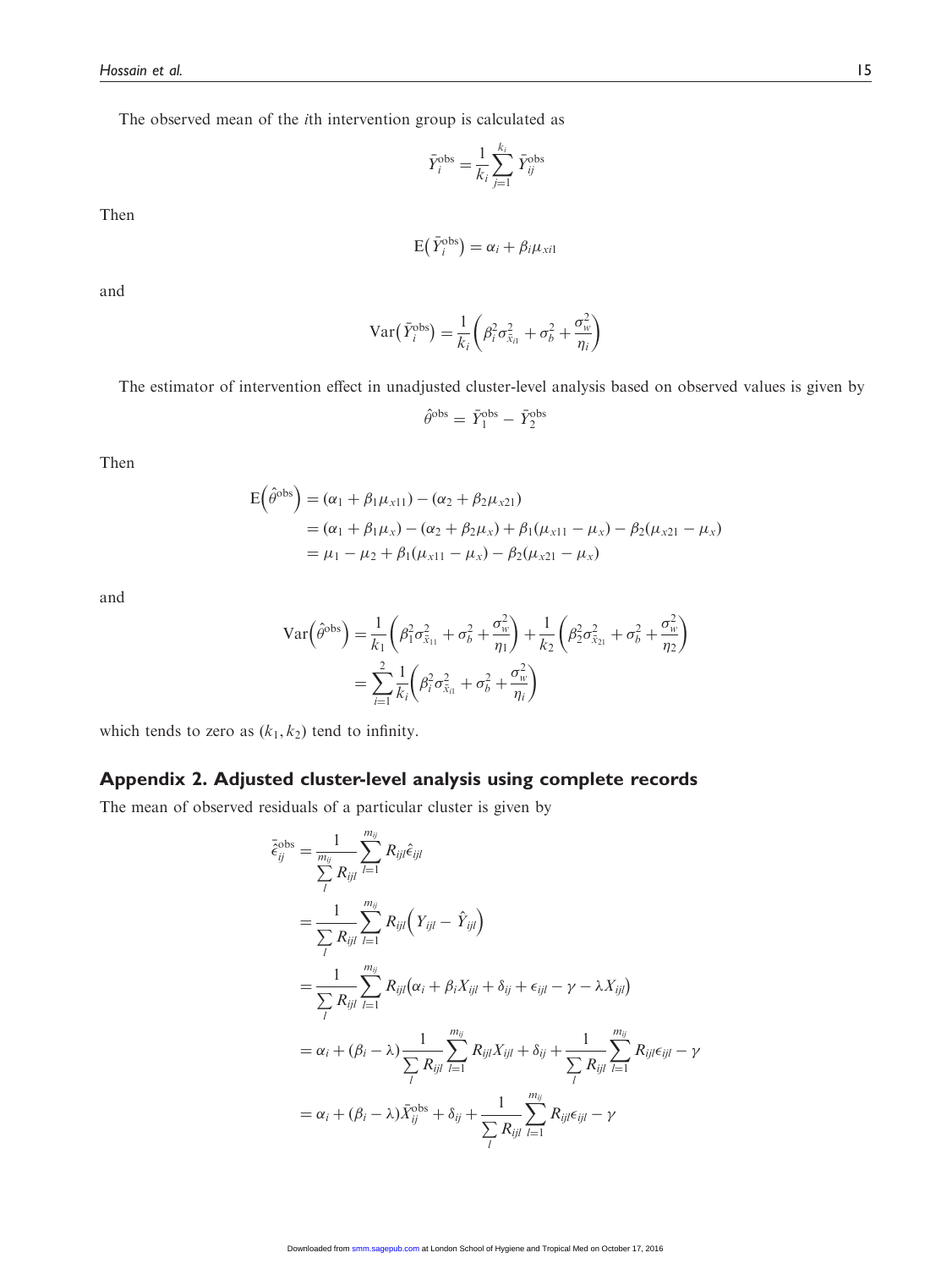The observed mean of the $i$th intervention group is calculated as

$$\bar{Y}_i^{\text{obs}} = \frac{1}{k_i} \sum_{j=1}^{k_i} \bar{Y}_{ij}^{\text{obs}}$$

Then

$$\mathrm{E}\left(\bar{Y}_i^{\text{obs}}\right) = \alpha_i + \beta_i \mu_{xi1}$$

and

$$\mathrm{Var}\left(\bar{Y}_i^{\text{obs}}\right) = \frac{1}{k_i}\left(\beta_i^2 \sigma_{\bar{x}_{i1}}^2 + \sigma_b^2 + \frac{\sigma_w^2}{\eta_i}\right)$$

The estimator of intervention effect in unadjusted cluster-level analysis based on observed values is given by

$$\hat{\theta}^{\text{obs}} = \bar{Y}_1^{\text{obs}} - \bar{Y}_2^{\text{obs}}$$

Then

$$\begin{aligned}
\mathrm{E}\left(\hat{\theta}^{\text{obs}}\right) &= (\alpha_1 + \beta_1 \mu_{x11}) - (\alpha_2 + \beta_2 \mu_{x21}) \\
&= (\alpha_1 + \beta_1 \mu_x) - (\alpha_2 + \beta_2 \mu_x) + \beta_1(\mu_{x11} - \mu_x) - \beta_2(\mu_{x21} - \mu_x) \\
&= \mu_1 - \mu_2 + \beta_1(\mu_{x11} - \mu_x) - \beta_2(\mu_{x21} - \mu_x)
\end{aligned}$$

and

$$\begin{aligned}
\mathrm{Var}\left(\hat{\theta}^{\text{obs}}\right) &= \frac{1}{k_1}\left(\beta_1^2 \sigma_{\bar{x}_{11}}^2 + \sigma_b^2 + \frac{\sigma_w^2}{\eta_1}\right) + \frac{1}{k_2}\left(\beta_2^2 \sigma_{\bar{x}_{21}}^2 + \sigma_b^2 + \frac{\sigma_w^2}{\eta_2}\right) \\
&= \sum_{i=1}^{2} \frac{1}{k_i}\left(\beta_i^2 \sigma_{\bar{x}_{i1}}^2 + \sigma_b^2 + \frac{\sigma_w^2}{\eta_i}\right)
\end{aligned}$$

which tends to zero as $(k_1, k_2)$ tend to infinity.

## Appendix 2. Adjusted cluster-level analysis using complete records

The mean of observed residuals of a particular cluster is given by

$$\begin{aligned}
\bar{\hat{\epsilon}}_{ij}^{\text{obs}} &= \frac{1}{\sum_{l}^{m_{ij}} R_{ijl}} \sum_{l=1}^{m_{ij}} R_{ijl} \hat{\epsilon}_{ijl} \\
&= \frac{1}{\sum_{l} R_{ijl}} \sum_{l=1}^{m_{ij}} R_{ijl}\left(Y_{ijl} - \hat{Y}_{ijl}\right) \\
&= \frac{1}{\sum_{l} R_{ijl}} \sum_{l=1}^{m_{ij}} R_{ijl}\left(\alpha_i + \beta_i X_{ijl} + \delta_{ij} + \epsilon_{ijl} - \gamma - \lambda X_{ijl}\right) \\
&= \alpha_i + (\beta_i - \lambda) \frac{1}{\sum_{l} R_{ijl}} \sum_{l=1}^{m_{ij}} R_{ijl} X_{ijl} + \delta_{ij} + \frac{1}{\sum_{l} R_{ijl}} \sum_{l=1}^{m_{ij}} R_{ijl} \epsilon_{ijl} - \gamma \\
&= \alpha_i + (\beta_i - \lambda) \bar{X}_{ij}^{\text{obs}} + \delta_{ij} + \frac{1}{\sum_{l} R_{ijl}} \sum_{l=1}^{m_{ij}} R_{ijl} \epsilon_{ijl} - \gamma
\end{aligned}$$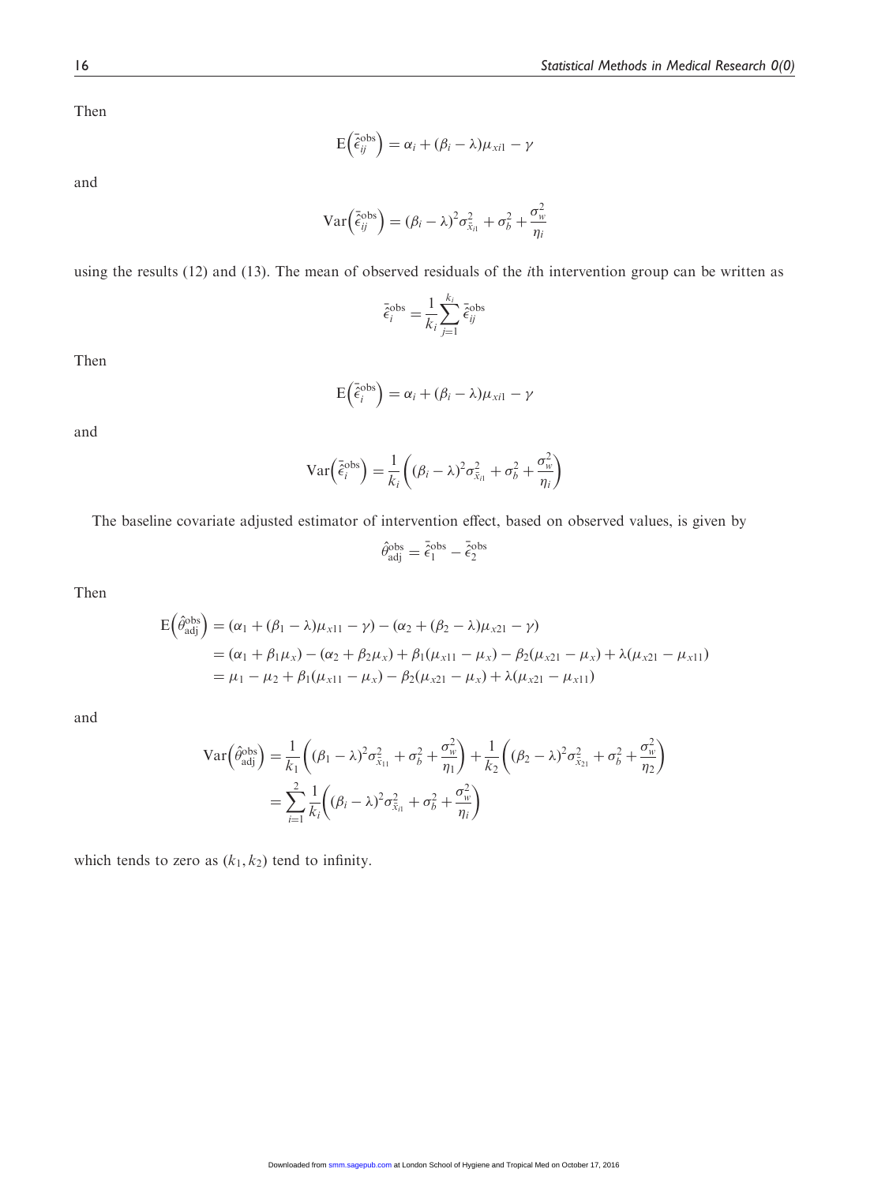Then

$$\mathrm{E}\left(\bar{\hat{\epsilon}}_{ij}^{\text{obs}}\right) = \alpha_i + (\beta_i - \lambda)\mu_{xi1} - \gamma$$

and

$$\mathrm{Var}\left(\bar{\hat{\epsilon}}_{ij}^{\text{obs}}\right) = (\beta_i - \lambda)^2 \sigma_{\bar{x}_{i1}}^2 + \sigma_b^2 + \frac{\sigma_w^2}{\eta_i}$$

using the results (12) and (13). The mean of observed residuals of the $i$th intervention group can be written as

$$\bar{\hat{\epsilon}}_i^{\text{obs}} = \frac{1}{k_i} \sum_{j=1}^{k_i} \bar{\hat{\epsilon}}_{ij}^{\text{obs}}$$

Then

$$\mathrm{E}\left(\bar{\hat{\epsilon}}_i^{\text{obs}}\right) = \alpha_i + (\beta_i - \lambda)\mu_{xi1} - \gamma$$

and

$$\mathrm{Var}\left(\bar{\hat{\epsilon}}_i^{\text{obs}}\right) = \frac{1}{k_i}\left((\beta_i - \lambda)^2 \sigma_{\bar{x}_{i1}}^2 + \sigma_b^2 + \frac{\sigma_w^2}{\eta_i}\right)$$

The baseline covariate adjusted estimator of intervention effect, based on observed values, is given by

$$\hat{\theta}_{\text{adj}}^{\text{obs}} = \bar{\hat{\epsilon}}_1^{\text{obs}} - \bar{\hat{\epsilon}}_2^{\text{obs}}$$

Then

$$\begin{aligned}
\mathrm{E}\left(\hat{\theta}_{\text{adj}}^{\text{obs}}\right) &= (\alpha_1 + (\beta_1 - \lambda)\mu_{x11} - \gamma) - (\alpha_2 + (\beta_2 - \lambda)\mu_{x21} - \gamma) \\
&= (\alpha_1 + \beta_1 \mu_x) - (\alpha_2 + \beta_2 \mu_x) + \beta_1(\mu_{x11} - \mu_x) - \beta_2(\mu_{x21} - \mu_x) + \lambda(\mu_{x21} - \mu_{x11}) \\
&= \mu_1 - \mu_2 + \beta_1(\mu_{x11} - \mu_x) - \beta_2(\mu_{x21} - \mu_x) + \lambda(\mu_{x21} - \mu_{x11})
\end{aligned}$$

and

$$\begin{aligned}
\mathrm{Var}\left(\hat{\theta}_{\text{adj}}^{\text{obs}}\right) &= \frac{1}{k_1}\left((\beta_1 - \lambda)^2 \sigma_{\bar{x}_{11}}^2 + \sigma_b^2 + \frac{\sigma_w^2}{\eta_1}\right) + \frac{1}{k_2}\left((\beta_2 - \lambda)^2 \sigma_{\bar{x}_{21}}^2 + \sigma_b^2 + \frac{\sigma_w^2}{\eta_2}\right) \\
&= \sum_{i=1}^{2} \frac{1}{k_i}\left((\beta_i - \lambda)^2 \sigma_{\bar{x}_{i1}}^2 + \sigma_b^2 + \frac{\sigma_w^2}{\eta_i}\right)
\end{aligned}$$

which tends to zero as $(k_1, k_2)$ tend to infinity.